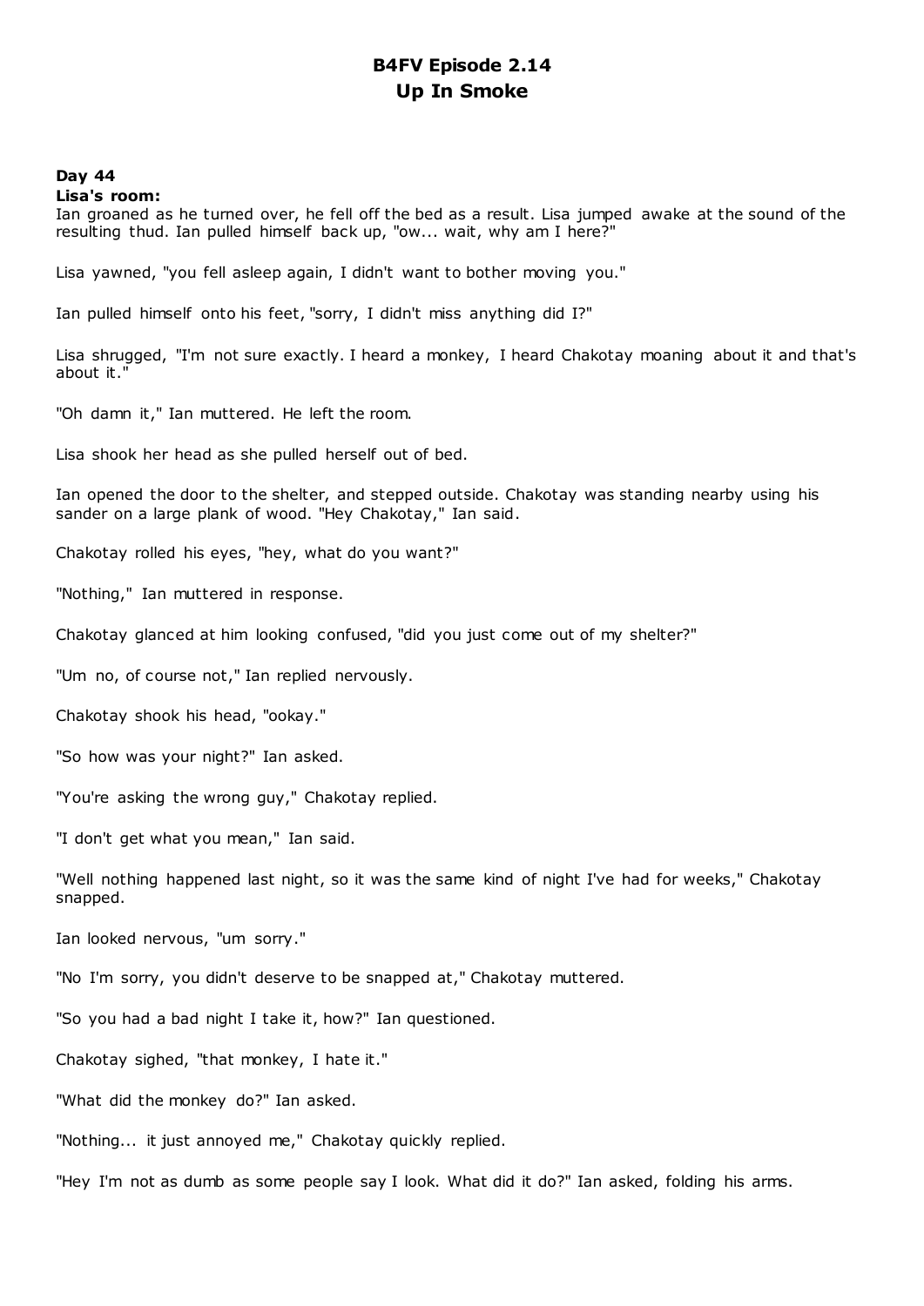# B4FV Episode 2.14
# Up In Smoke

**Day 44**
**Lisa's room:**
Ian groaned as he turned over, he fell off the bed as a result. Lisa jumped awake at the sound of the resulting thud. Ian pulled himself back up, "ow... wait, why am I here?"

Lisa yawned, "you fell asleep again, I didn't want to bother moving you."

Ian pulled himself onto his feet, "sorry, I didn't miss anything did I?"

Lisa shrugged, "I'm not sure exactly. I heard a monkey, I heard Chakotay moaning about it and that's about it."

"Oh damn it," Ian muttered. He left the room.

Lisa shook her head as she pulled herself out of bed.

Ian opened the door to the shelter, and stepped outside. Chakotay was standing nearby using his sander on a large plank of wood. "Hey Chakotay," Ian said.

Chakotay rolled his eyes, "hey, what do you want?"

"Nothing," Ian muttered in response.

Chakotay glanced at him looking confused, "did you just come out of my shelter?"

"Um no, of course not," Ian replied nervously.

Chakotay shook his head, "ookay."

"So how was your night?" Ian asked.

"You're asking the wrong guy," Chakotay replied.

"I don't get what you mean," Ian said.

"Well nothing happened last night, so it was the same kind of night I've had for weeks," Chakotay snapped.

Ian looked nervous, "um sorry."

"No I'm sorry, you didn't deserve to be snapped at," Chakotay muttered.

"So you had a bad night I take it, how?" Ian questioned.

Chakotay sighed, "that monkey, I hate it."

"What did the monkey do?" Ian asked.

"Nothing... it just annoyed me," Chakotay quickly replied.

"Hey I'm not as dumb as some people say I look. What did it do?" Ian asked, folding his arms.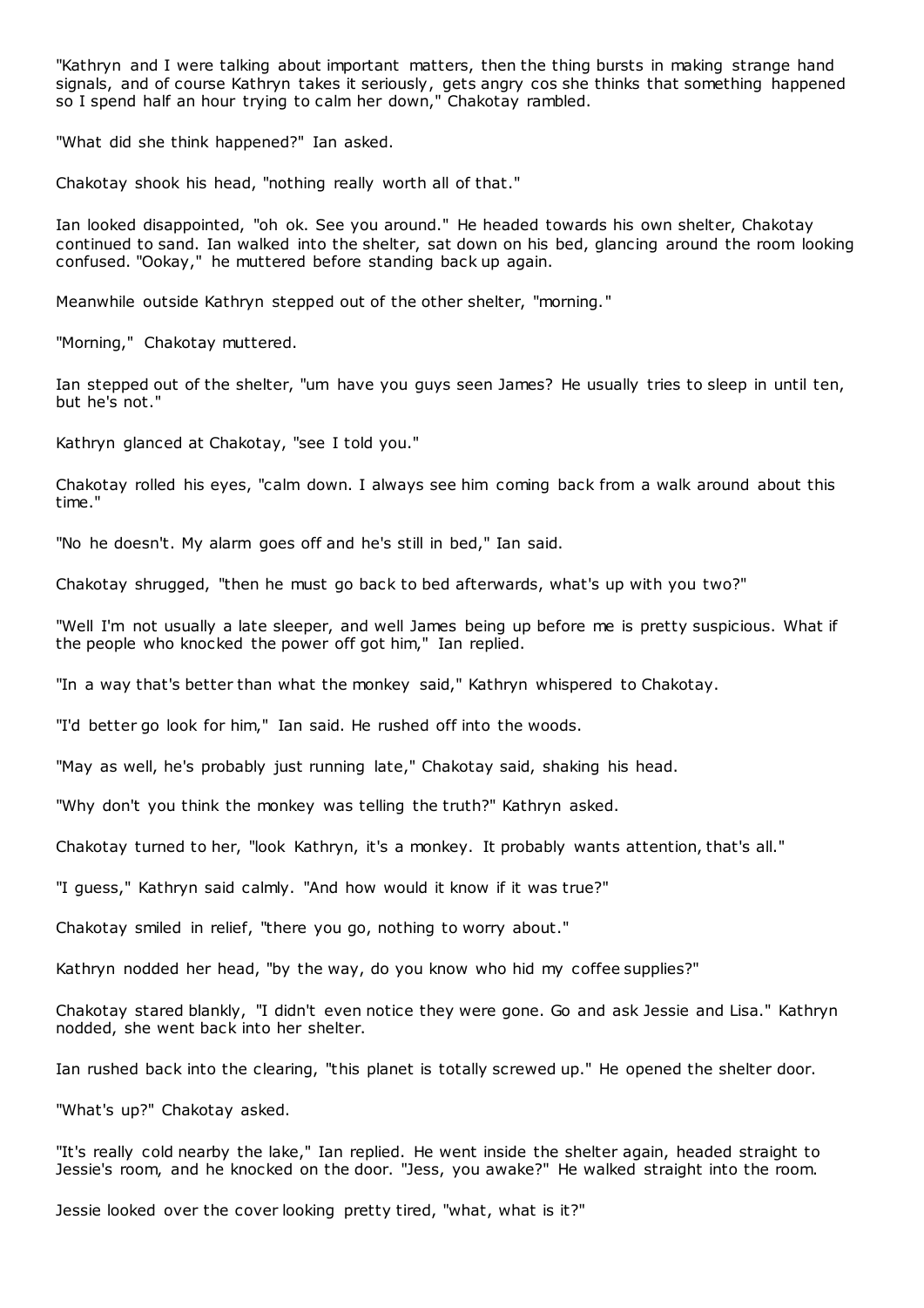"Kathryn and I were talking about important matters, then the thing bursts in making strange hand signals, and of course Kathryn takes it seriously, gets angry cos she thinks that something happened so I spend half an hour trying to calm her down," Chakotay rambled.

"What did she think happened?" Ian asked.

Chakotay shook his head, "nothing really worth all of that."

Ian looked disappointed, "oh ok. See you around." He headed towards his own shelter, Chakotay continued to sand. Ian walked into the shelter, sat down on his bed, glancing around the room looking confused. "Ookay," he muttered before standing back up again.

Meanwhile outside Kathryn stepped out of the other shelter, "morning."

"Morning," Chakotay muttered.

Ian stepped out of the shelter, "um have you guys seen James? He usually tries to sleep in until ten, but he's not."

Kathryn glanced at Chakotay, "see I told you."

Chakotay rolled his eyes, "calm down. I always see him coming back from a walk around about this time."

"No he doesn't. My alarm goes off and he's still in bed," Ian said.

Chakotay shrugged, "then he must go back to bed afterwards, what's up with you two?"

"Well I'm not usually a late sleeper, and well James being up before me is pretty suspicious. What if the people who knocked the power off got him," Ian replied.

"In a way that's better than what the monkey said," Kathryn whispered to Chakotay.

"I'd better go look for him," Ian said. He rushed off into the woods.

"May as well, he's probably just running late," Chakotay said, shaking his head.

"Why don't you think the monkey was telling the truth?" Kathryn asked.

Chakotay turned to her, "look Kathryn, it's a monkey. It probably wants attention, that's all."

"I guess," Kathryn said calmly. "And how would it know if it was true?"

Chakotay smiled in relief, "there you go, nothing to worry about."

Kathryn nodded her head, "by the way, do you know who hid my coffee supplies?"

Chakotay stared blankly, "I didn't even notice they were gone. Go and ask Jessie and Lisa." Kathryn nodded, she went back into her shelter.

Ian rushed back into the clearing, "this planet is totally screwed up." He opened the shelter door.

"What's up?" Chakotay asked.

"It's really cold nearby the lake," Ian replied. He went inside the shelter again, headed straight to Jessie's room, and he knocked on the door. "Jess, you awake?" He walked straight into the room.

Jessie looked over the cover looking pretty tired, "what, what is it?"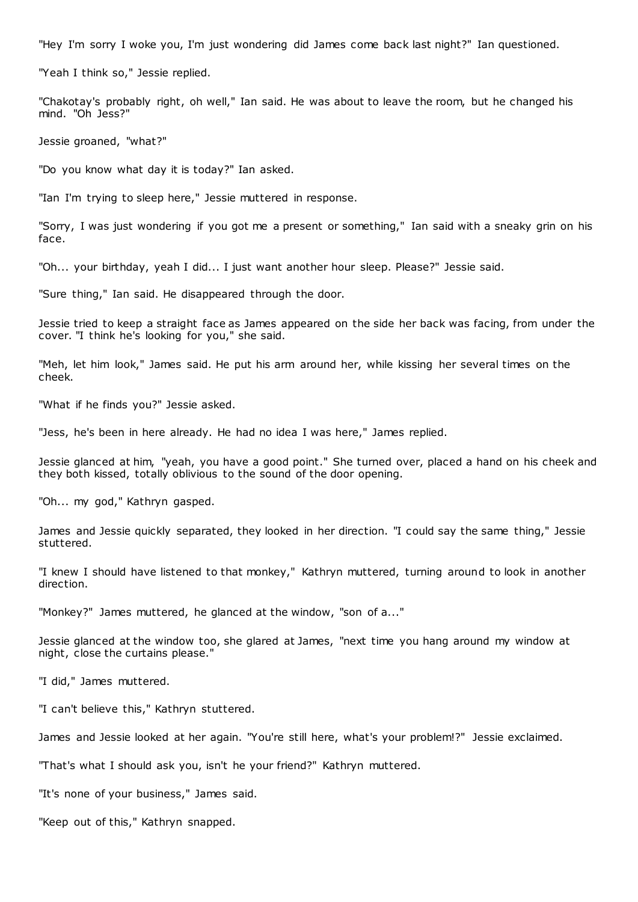"Hey I'm sorry I woke you, I'm just wondering did James come back last night?" Ian questioned.

"Yeah I think so," Jessie replied.

"Chakotay's probably right, oh well," Ian said. He was about to leave the room, but he changed his mind. "Oh Jess?"

Jessie groaned, "what?"

"Do you know what day it is today?" Ian asked.

"Ian I'm trying to sleep here," Jessie muttered in response.

"Sorry, I was just wondering if you got me a present or something," Ian said with a sneaky grin on his face.

"Oh... your birthday, yeah I did... I just want another hour sleep. Please?" Jessie said.

"Sure thing," Ian said. He disappeared through the door.

Jessie tried to keep a straight face as James appeared on the side her back was facing, from under the cover. "I think he's looking for you," she said.

"Meh, let him look," James said. He put his arm around her, while kissing her several times on the cheek.

"What if he finds you?" Jessie asked.

"Jess, he's been in here already. He had no idea I was here," James replied.

Jessie glanced at him, "yeah, you have a good point." She turned over, placed a hand on his cheek and they both kissed, totally oblivious to the sound of the door opening.

"Oh... my god," Kathryn gasped.

James and Jessie quickly separated, they looked in her direction. "I could say the same thing," Jessie stuttered.

"I knew I should have listened to that monkey," Kathryn muttered, turning around to look in another direction.

"Monkey?" James muttered, he glanced at the window, "son of a..."

Jessie glanced at the window too, she glared at James, "next time you hang around my window at night, close the curtains please."

"I did," James muttered.

"I can't believe this," Kathryn stuttered.

James and Jessie looked at her again. "You're still here, what's your problem!?" Jessie exclaimed.

"That's what I should ask you, isn't he your friend?" Kathryn muttered.

"It's none of your business," James said.

"Keep out of this," Kathryn snapped.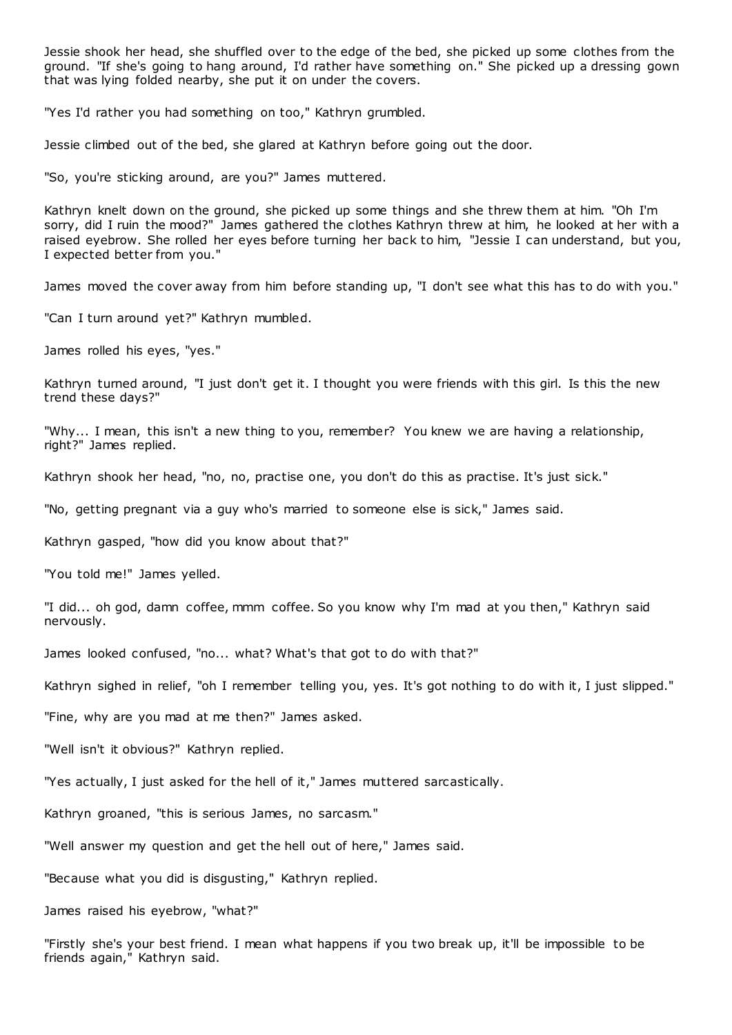Jessie shook her head, she shuffled over to the edge of the bed, she picked up some clothes from the ground. "If she's going to hang around, I'd rather have something on." She picked up a dressing gown that was lying folded nearby, she put it on under the covers.

"Yes I'd rather you had something on too," Kathryn grumbled.

Jessie climbed out of the bed, she glared at Kathryn before going out the door.

"So, you're sticking around, are you?" James muttered.

Kathryn knelt down on the ground, she picked up some things and she threw them at him. "Oh I'm sorry, did I ruin the mood?" James gathered the clothes Kathryn threw at him, he looked at her with a raised eyebrow. She rolled her eyes before turning her back to him, "Jessie I can understand, but you, I expected better from you."

James moved the cover away from him before standing up, "I don't see what this has to do with you."

"Can I turn around yet?" Kathryn mumbled.

James rolled his eyes, "yes."

Kathryn turned around, "I just don't get it. I thought you were friends with this girl. Is this the new trend these days?"

"Why... I mean, this isn't a new thing to you, remember? You knew we are having a relationship, right?" James replied.

Kathryn shook her head, "no, no, practise one, you don't do this as practise. It's just sick."

"No, getting pregnant via a guy who's married to someone else is sick," James said.

Kathryn gasped, "how did you know about that?"

"You told me!" James yelled.

"I did... oh god, damn coffee, mmm coffee. So you know why I'm mad at you then," Kathryn said nervously.

James looked confused, "no... what? What's that got to do with that?"

Kathryn sighed in relief, "oh I remember telling you, yes. It's got nothing to do with it, I just slipped."

"Fine, why are you mad at me then?" James asked.

"Well isn't it obvious?" Kathryn replied.

"Yes actually, I just asked for the hell of it," James muttered sarcastically.

Kathryn groaned, "this is serious James, no sarcasm."

"Well answer my question and get the hell out of here," James said.

"Because what you did is disgusting," Kathryn replied.

James raised his eyebrow, "what?"

"Firstly she's your best friend. I mean what happens if you two break up, it'll be impossible to be friends again," Kathryn said.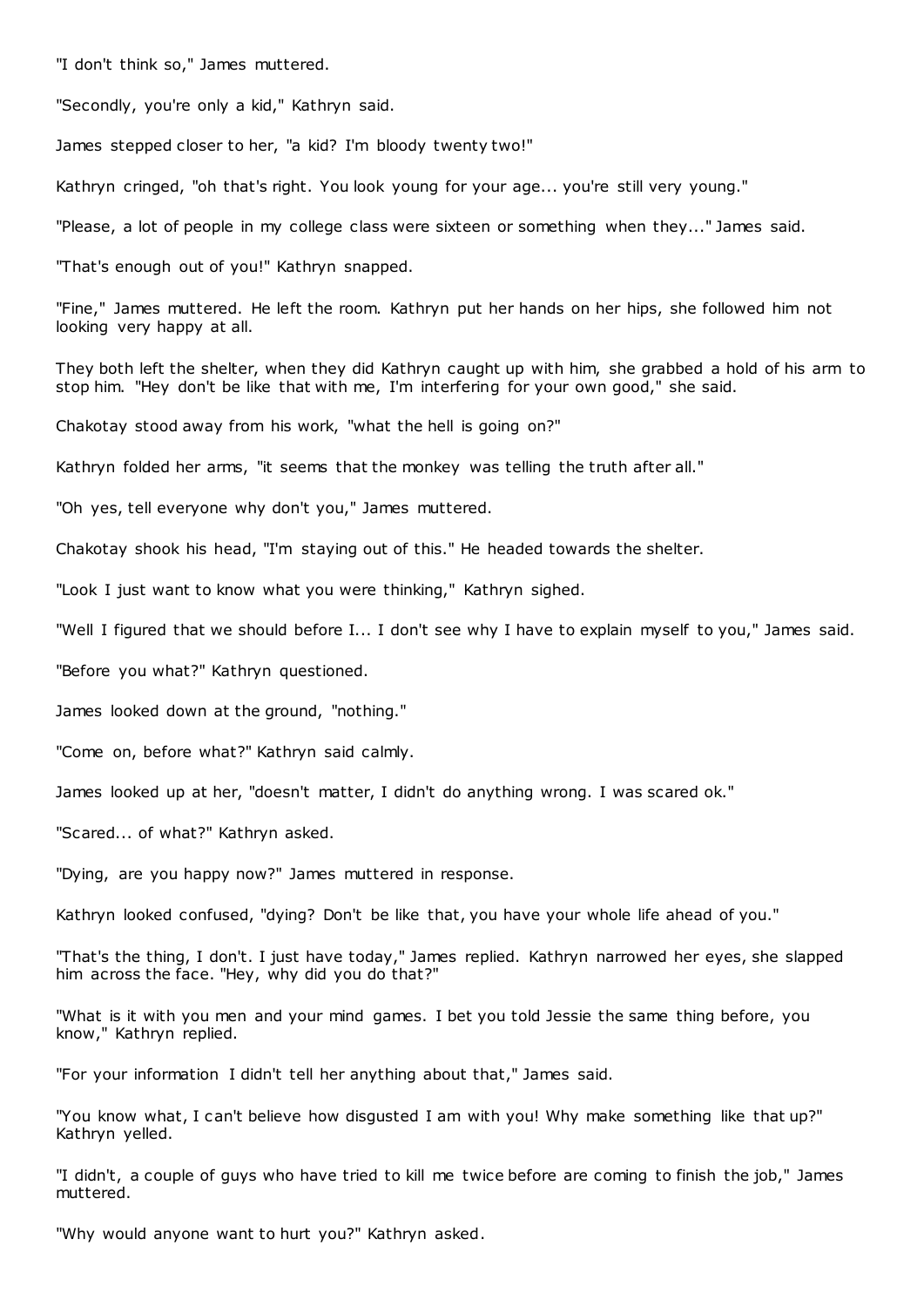"I don't think so," James muttered.

"Secondly, you're only a kid," Kathryn said.

James stepped closer to her, "a kid? I'm bloody twenty two!"

Kathryn cringed, "oh that's right. You look young for your age... you're still very young."

"Please, a lot of people in my college class were sixteen or something when they..." James said.

"That's enough out of you!" Kathryn snapped.

"Fine," James muttered. He left the room. Kathryn put her hands on her hips, she followed him not looking very happy at all.

They both left the shelter, when they did Kathryn caught up with him, she grabbed a hold of his arm to stop him. "Hey don't be like that with me, I'm interfering for your own good," she said.

Chakotay stood away from his work, "what the hell is going on?"

Kathryn folded her arms, "it seems that the monkey was telling the truth after all."

"Oh yes, tell everyone why don't you," James muttered.

Chakotay shook his head, "I'm staying out of this." He headed towards the shelter.

"Look I just want to know what you were thinking," Kathryn sighed.

"Well I figured that we should before I... I don't see why I have to explain myself to you," James said.

"Before you what?" Kathryn questioned.

James looked down at the ground, "nothing."

"Come on, before what?" Kathryn said calmly.

James looked up at her, "doesn't matter, I didn't do anything wrong. I was scared ok."

"Scared... of what?" Kathryn asked.

"Dying, are you happy now?" James muttered in response.

Kathryn looked confused, "dying? Don't be like that, you have your whole life ahead of you."

"That's the thing, I don't. I just have today," James replied. Kathryn narrowed her eyes, she slapped him across the face. "Hey, why did you do that?"

"What is it with you men and your mind games. I bet you told Jessie the same thing before, you know," Kathryn replied.

"For your information I didn't tell her anything about that," James said.

"You know what, I can't believe how disgusted I am with you! Why make something like that up?" Kathryn yelled.

"I didn't, a couple of guys who have tried to kill me twice before are coming to finish the job," James muttered.

"Why would anyone want to hurt you?" Kathryn asked.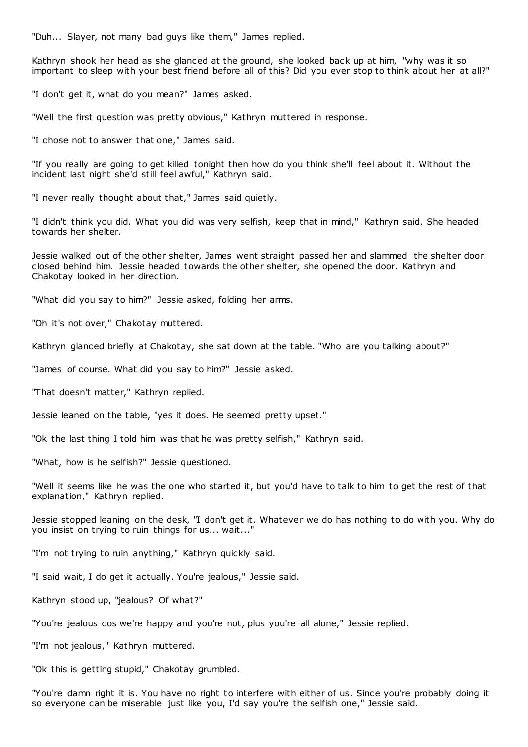"Duh... Slayer, not many bad guys like them," James replied.

Kathryn shook her head as she glanced at the ground, she looked back up at him, "why was it so important to sleep with your best friend before all of this? Did you ever stop to think about her at all?"

"I don't get it, what do you mean?" James asked.

"Well the first question was pretty obvious," Kathryn muttered in response.

"I chose not to answer that one," James said.

"If you really are going to get killed tonight then how do you think she'll feel about it. Without the incident last night she'd still feel awful," Kathryn said.

"I never really thought about that," James said quietly.

"I didn't think you did. What you did was very selfish, keep that in mind," Kathryn said. She headed towards her shelter.

Jessie walked out of the other shelter, James went straight passed her and slammed the shelter door closed behind him. Jessie headed towards the other shelter, she opened the door. Kathryn and Chakotay looked in her direction.

"What did you say to him?" Jessie asked, folding her arms.

"Oh it's not over," Chakotay muttered.

Kathryn glanced briefly at Chakotay, she sat down at the table. "Who are you talking about?"

"James of course. What did you say to him?" Jessie asked.

"That doesn't matter," Kathryn replied.

Jessie leaned on the table, "yes it does. He seemed pretty upset."

"Ok the last thing I told him was that he was pretty selfish," Kathryn said.

"What, how is he selfish?" Jessie questioned.

"Well it seems like he was the one who started it, but you'd have to talk to him to get the rest of that explanation," Kathryn replied.

Jessie stopped leaning on the desk, "I don't get it. Whatever we do has nothing to do with you. Why do you insist on trying to ruin things for us... wait..."

"I'm not trying to ruin anything," Kathryn quickly said.

"I said wait, I do get it actually. You're jealous," Jessie said.

Kathryn stood up, "jealous? Of what?"

"You're jealous cos we're happy and you're not, plus you're all alone," Jessie replied.

"I'm not jealous," Kathryn muttered.

"Ok this is getting stupid," Chakotay grumbled.

"You're damn right it is. You have no right to interfere with either of us. Since you're probably doing it so everyone can be miserable just like you, I'd say you're the selfish one," Jessie said.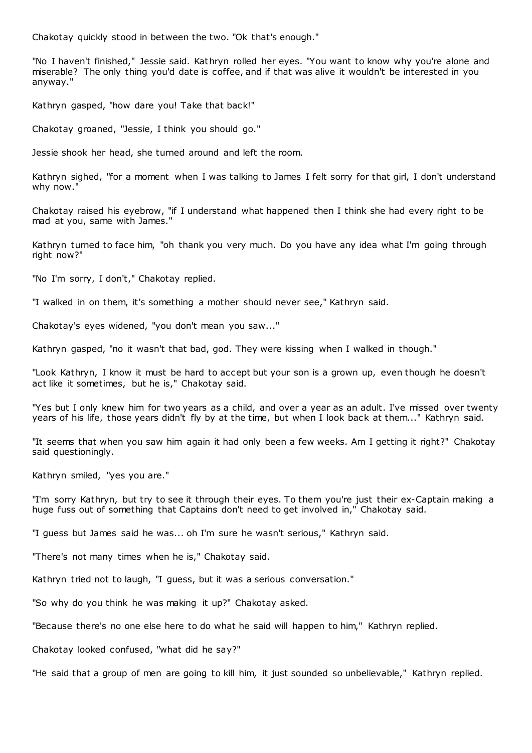Chakotay quickly stood in between the two. "Ok that's enough."

"No I haven't finished," Jessie said. Kathryn rolled her eyes. "You want to know why you're alone and miserable? The only thing you'd date is coffee, and if that was alive it wouldn't be interested in you anyway."

Kathryn gasped, "how dare you! Take that back!"

Chakotay groaned, "Jessie, I think you should go."

Jessie shook her head, she turned around and left the room.

Kathryn sighed, "for a moment when I was talking to James I felt sorry for that girl, I don't understand why now."

Chakotay raised his eyebrow, "if I understand what happened then I think she had every right to be mad at you, same with James."

Kathryn turned to face him, "oh thank you very much. Do you have any idea what I'm going through right now?"

"No I'm sorry, I don't," Chakotay replied.

"I walked in on them, it's something a mother should never see," Kathryn said.

Chakotay's eyes widened, "you don't mean you saw..."

Kathryn gasped, "no it wasn't that bad, god. They were kissing when I walked in though."

"Look Kathryn, I know it must be hard to accept but your son is a grown up, even though he doesn't act like it sometimes, but he is," Chakotay said.

"Yes but I only knew him for two years as a child, and over a year as an adult. I've missed over twenty years of his life, those years didn't fly by at the time, but when I look back at them..." Kathryn said.

"It seems that when you saw him again it had only been a few weeks. Am I getting it right?" Chakotay said questioningly.

Kathryn smiled, "yes you are."

"I'm sorry Kathryn, but try to see it through their eyes. To them you're just their ex-Captain making a huge fuss out of something that Captains don't need to get involved in," Chakotay said.

"I guess but James said he was... oh I'm sure he wasn't serious," Kathryn said.

"There's not many times when he is," Chakotay said.

Kathryn tried not to laugh, "I guess, but it was a serious conversation."

"So why do you think he was making it up?" Chakotay asked.

"Because there's no one else here to do what he said will happen to him," Kathryn replied.

Chakotay looked confused, "what did he say?"

"He said that a group of men are going to kill him, it just sounded so unbelievable," Kathryn replied.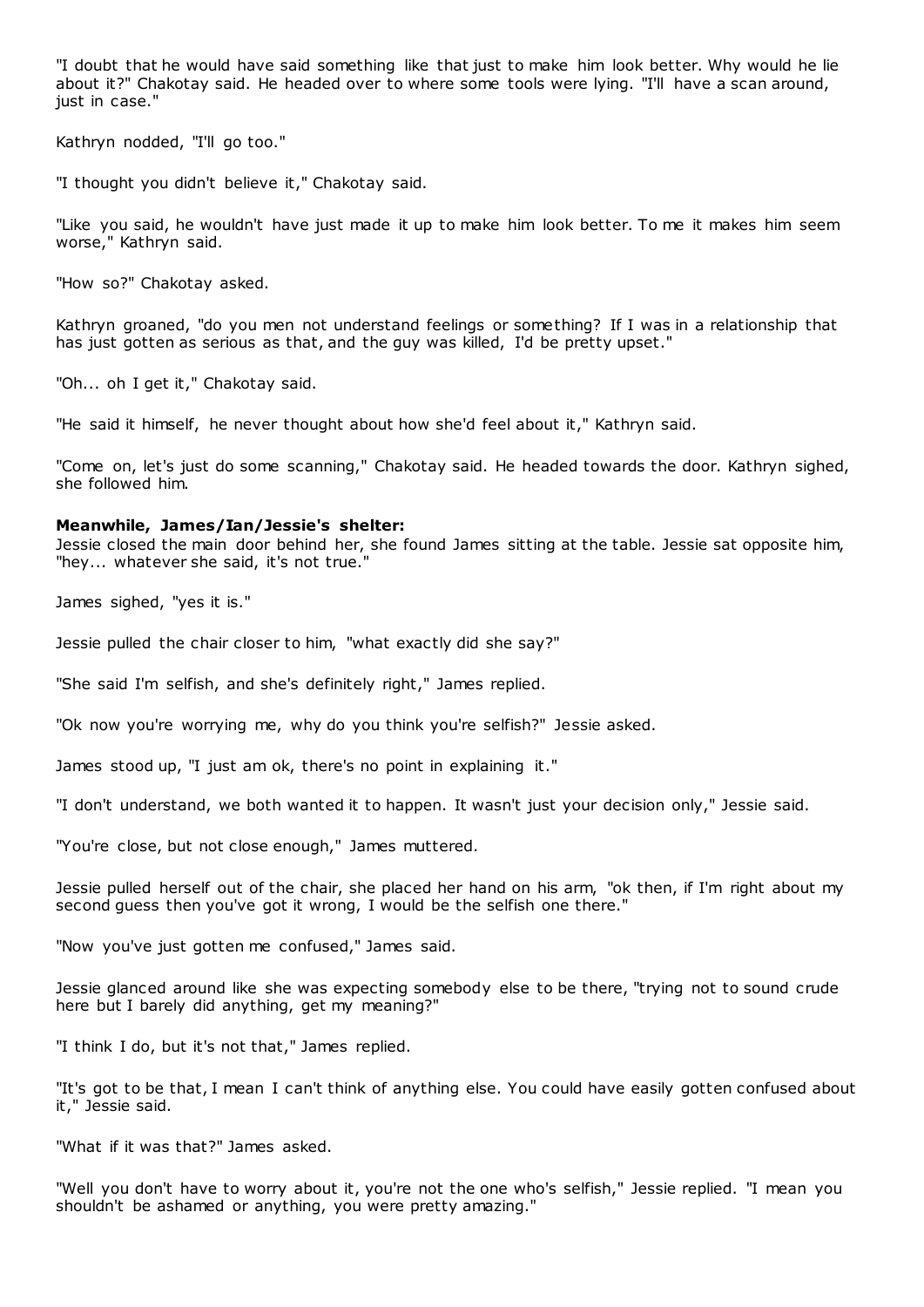"I doubt that he would have said something like that just to make him look better. Why would he lie about it?" Chakotay said. He headed over to where some tools were lying. "I'll have a scan around, just in case."

Kathryn nodded, "I'll go too."

"I thought you didn't believe it," Chakotay said.

"Like you said, he wouldn't have just made it up to make him look better. To me it makes him seem worse," Kathryn said.

"How so?" Chakotay asked.

Kathryn groaned, "do you men not understand feelings or something? If I was in a relationship that has just gotten as serious as that, and the guy was killed, I'd be pretty upset."

"Oh... oh I get it," Chakotay said.

"He said it himself, he never thought about how she'd feel about it," Kathryn said.

"Come on, let's just do some scanning," Chakotay said. He headed towards the door. Kathryn sighed, she followed him.

**Meanwhile, James/Ian/Jessie's shelter:**
Jessie closed the main door behind her, she found James sitting at the table. Jessie sat opposite him, "hey... whatever she said, it's not true."

James sighed, "yes it is."

Jessie pulled the chair closer to him, "what exactly did she say?"

"She said I'm selfish, and she's definitely right," James replied.

"Ok now you're worrying me, why do you think you're selfish?" Jessie asked.

James stood up, "I just am ok, there's no point in explaining it."

"I don't understand, we both wanted it to happen. It wasn't just your decision only," Jessie said.

"You're close, but not close enough," James muttered.

Jessie pulled herself out of the chair, she placed her hand on his arm, "ok then, if I'm right about my second guess then you've got it wrong, I would be the selfish one there."

"Now you've just gotten me confused," James said.

Jessie glanced around like she was expecting somebody else to be there, "trying not to sound crude here but I barely did anything, get my meaning?"

"I think I do, but it's not that," James replied.

"It's got to be that, I mean I can't think of anything else. You could have easily gotten confused about it," Jessie said.

"What if it was that?" James asked.

"Well you don't have to worry about it, you're not the one who's selfish," Jessie replied. "I mean you shouldn't be ashamed or anything, you were pretty amazing."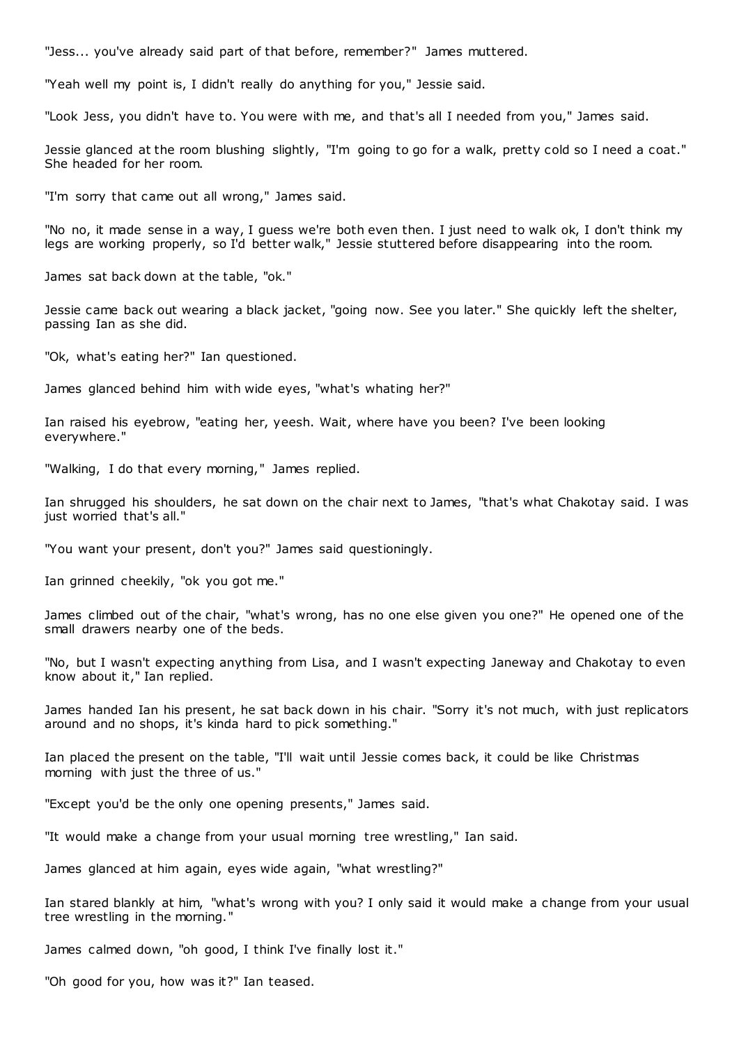"Jess... you've already said part of that before, remember?" James muttered.

"Yeah well my point is, I didn't really do anything for you," Jessie said.

"Look Jess, you didn't have to. You were with me, and that's all I needed from you," James said.

Jessie glanced at the room blushing slightly, "I'm going to go for a walk, pretty cold so I need a coat." She headed for her room.

"I'm sorry that came out all wrong," James said.

"No no, it made sense in a way, I guess we're both even then. I just need to walk ok, I don't think my legs are working properly, so I'd better walk," Jessie stuttered before disappearing into the room.

James sat back down at the table, "ok."

Jessie came back out wearing a black jacket, "going now. See you later." She quickly left the shelter, passing Ian as she did.

"Ok, what's eating her?" Ian questioned.

James glanced behind him with wide eyes, "what's whating her?"

Ian raised his eyebrow, "eating her, yeesh. Wait, where have you been? I've been looking everywhere."

"Walking, I do that every morning," James replied.

Ian shrugged his shoulders, he sat down on the chair next to James, "that's what Chakotay said. I was just worried that's all."

"You want your present, don't you?" James said questioningly.

Ian grinned cheekily, "ok you got me."

James climbed out of the chair, "what's wrong, has no one else given you one?" He opened one of the small drawers nearby one of the beds.

"No, but I wasn't expecting anything from Lisa, and I wasn't expecting Janeway and Chakotay to even know about it," Ian replied.

James handed Ian his present, he sat back down in his chair. "Sorry it's not much, with just replicators around and no shops, it's kinda hard to pick something."

Ian placed the present on the table, "I'll wait until Jessie comes back, it could be like Christmas morning with just the three of us."

"Except you'd be the only one opening presents," James said.

"It would make a change from your usual morning tree wrestling," Ian said.

James glanced at him again, eyes wide again, "what wrestling?"

Ian stared blankly at him, "what's wrong with you? I only said it would make a change from your usual tree wrestling in the morning."

James calmed down, "oh good, I think I've finally lost it."

"Oh good for you, how was it?" Ian teased.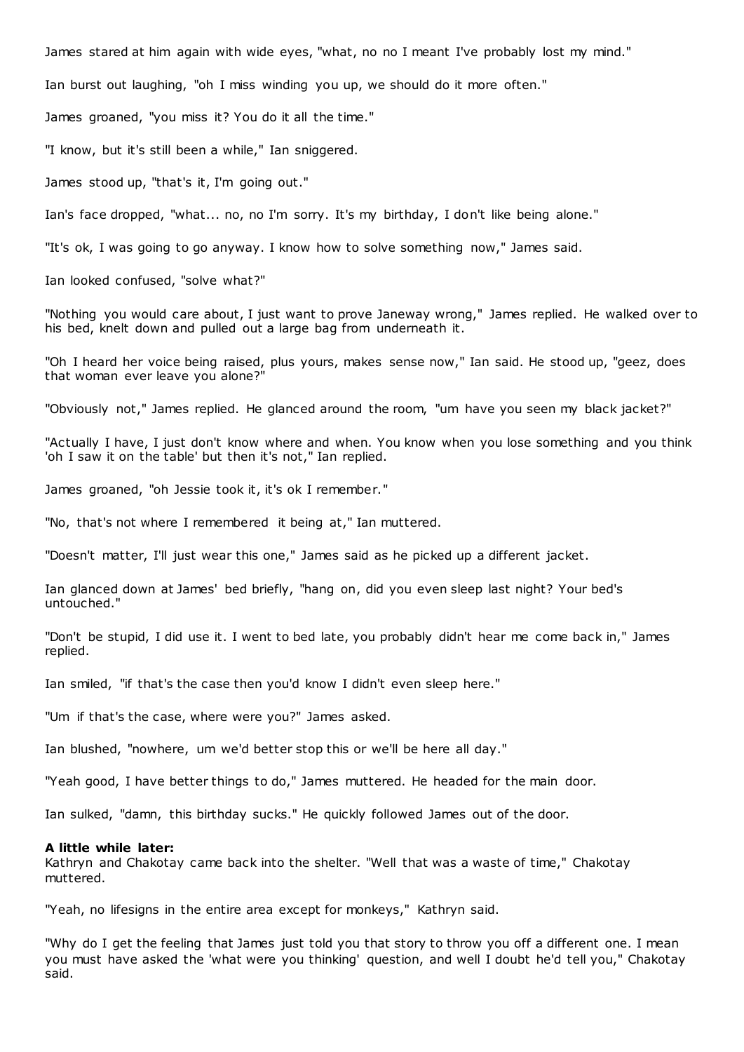James stared at him again with wide eyes, "what, no no I meant I've probably lost my mind."

Ian burst out laughing, "oh I miss winding you up, we should do it more often."

James groaned, "you miss it? You do it all the time."

"I know, but it's still been a while," Ian sniggered.

James stood up, "that's it, I'm going out."

Ian's face dropped, "what... no, no I'm sorry. It's my birthday, I don't like being alone."

"It's ok, I was going to go anyway. I know how to solve something now," James said.

Ian looked confused, "solve what?"

"Nothing you would care about, I just want to prove Janeway wrong," James replied. He walked over to his bed, knelt down and pulled out a large bag from underneath it.

"Oh I heard her voice being raised, plus yours, makes sense now," Ian said. He stood up, "geez, does that woman ever leave you alone?"

"Obviously not," James replied. He glanced around the room, "um have you seen my black jacket?"

"Actually I have, I just don't know where and when. You know when you lose something and you think 'oh I saw it on the table' but then it's not," Ian replied.

James groaned, "oh Jessie took it, it's ok I remember."

"No, that's not where I remembered it being at," Ian muttered.

"Doesn't matter, I'll just wear this one," James said as he picked up a different jacket.

Ian glanced down at James' bed briefly, "hang on, did you even sleep last night? Your bed's untouched."

"Don't be stupid, I did use it. I went to bed late, you probably didn't hear me come back in," James replied.

Ian smiled, "if that's the case then you'd know I didn't even sleep here."

"Um if that's the case, where were you?" James asked.

Ian blushed, "nowhere, um we'd better stop this or we'll be here all day."

"Yeah good, I have better things to do," James muttered. He headed for the main door.

Ian sulked, "damn, this birthday sucks." He quickly followed James out of the door.

**A little while later:**
Kathryn and Chakotay came back into the shelter. "Well that was a waste of time," Chakotay muttered.

"Yeah, no lifesigns in the entire area except for monkeys," Kathryn said.

"Why do I get the feeling that James just told you that story to throw you off a different one. I mean you must have asked the 'what were you thinking' question, and well I doubt he'd tell you," Chakotay said.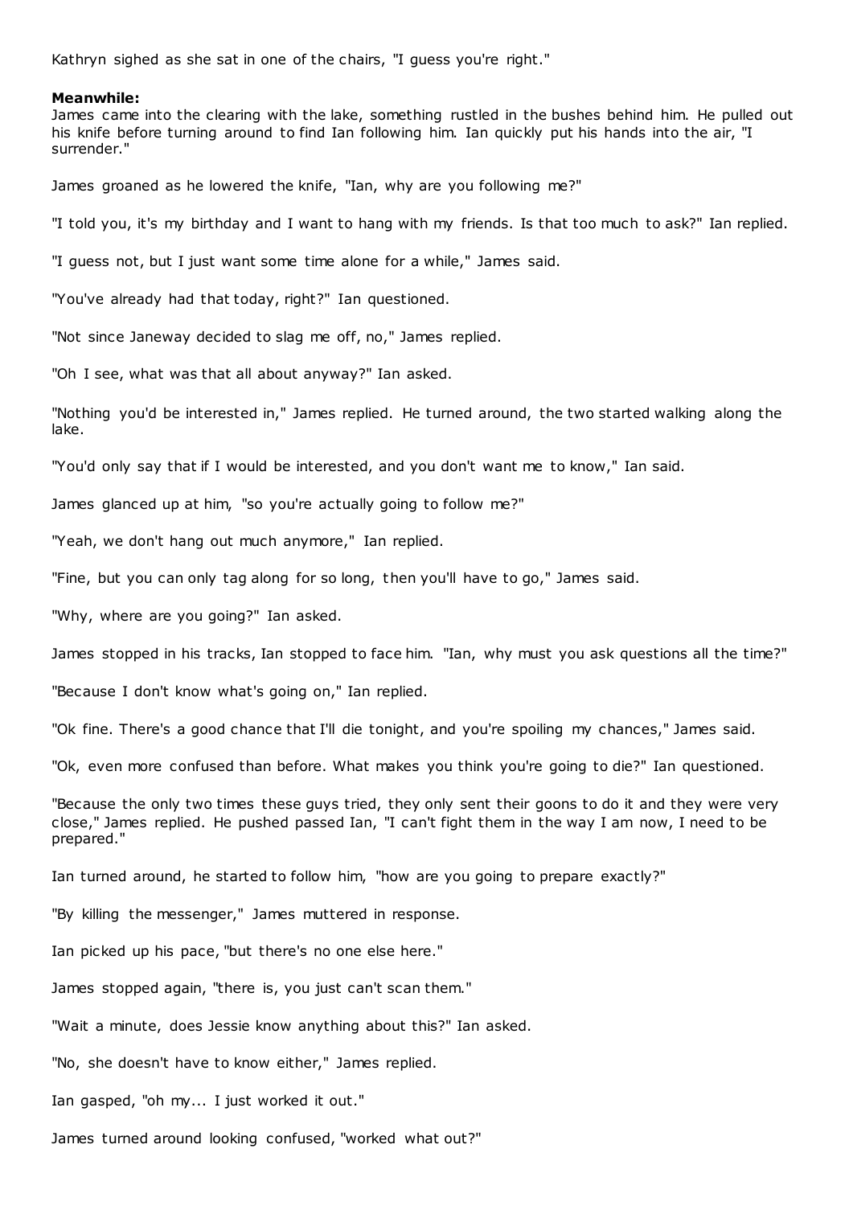Kathryn sighed as she sat in one of the chairs, "I guess you're right."

**Meanwhile:**

James came into the clearing with the lake, something rustled in the bushes behind him. He pulled out his knife before turning around to find Ian following him. Ian quickly put his hands into the air, "I surrender."

James groaned as he lowered the knife, "Ian, why are you following me?"

"I told you, it's my birthday and I want to hang with my friends. Is that too much to ask?" Ian replied.

"I guess not, but I just want some time alone for a while," James said.

"You've already had that today, right?" Ian questioned.

"Not since Janeway decided to slag me off, no," James replied.

"Oh I see, what was that all about anyway?" Ian asked.

"Nothing you'd be interested in," James replied. He turned around, the two started walking along the lake.

"You'd only say that if I would be interested, and you don't want me to know," Ian said.

James glanced up at him, "so you're actually going to follow me?"

"Yeah, we don't hang out much anymore," Ian replied.

"Fine, but you can only tag along for so long, then you'll have to go," James said.

"Why, where are you going?" Ian asked.

James stopped in his tracks, Ian stopped to face him. "Ian, why must you ask questions all the time?"

"Because I don't know what's going on," Ian replied.

"Ok fine. There's a good chance that I'll die tonight, and you're spoiling my chances," James said.

"Ok, even more confused than before. What makes you think you're going to die?" Ian questioned.

"Because the only two times these guys tried, they only sent their goons to do it and they were very close," James replied. He pushed passed Ian, "I can't fight them in the way I am now, I need to be prepared."

Ian turned around, he started to follow him, "how are you going to prepare exactly?"

"By killing the messenger," James muttered in response.

Ian picked up his pace, "but there's no one else here."

James stopped again, "there is, you just can't scan them."

"Wait a minute, does Jessie know anything about this?" Ian asked.

"No, she doesn't have to know either," James replied.

Ian gasped, "oh my... I just worked it out."

James turned around looking confused, "worked what out?"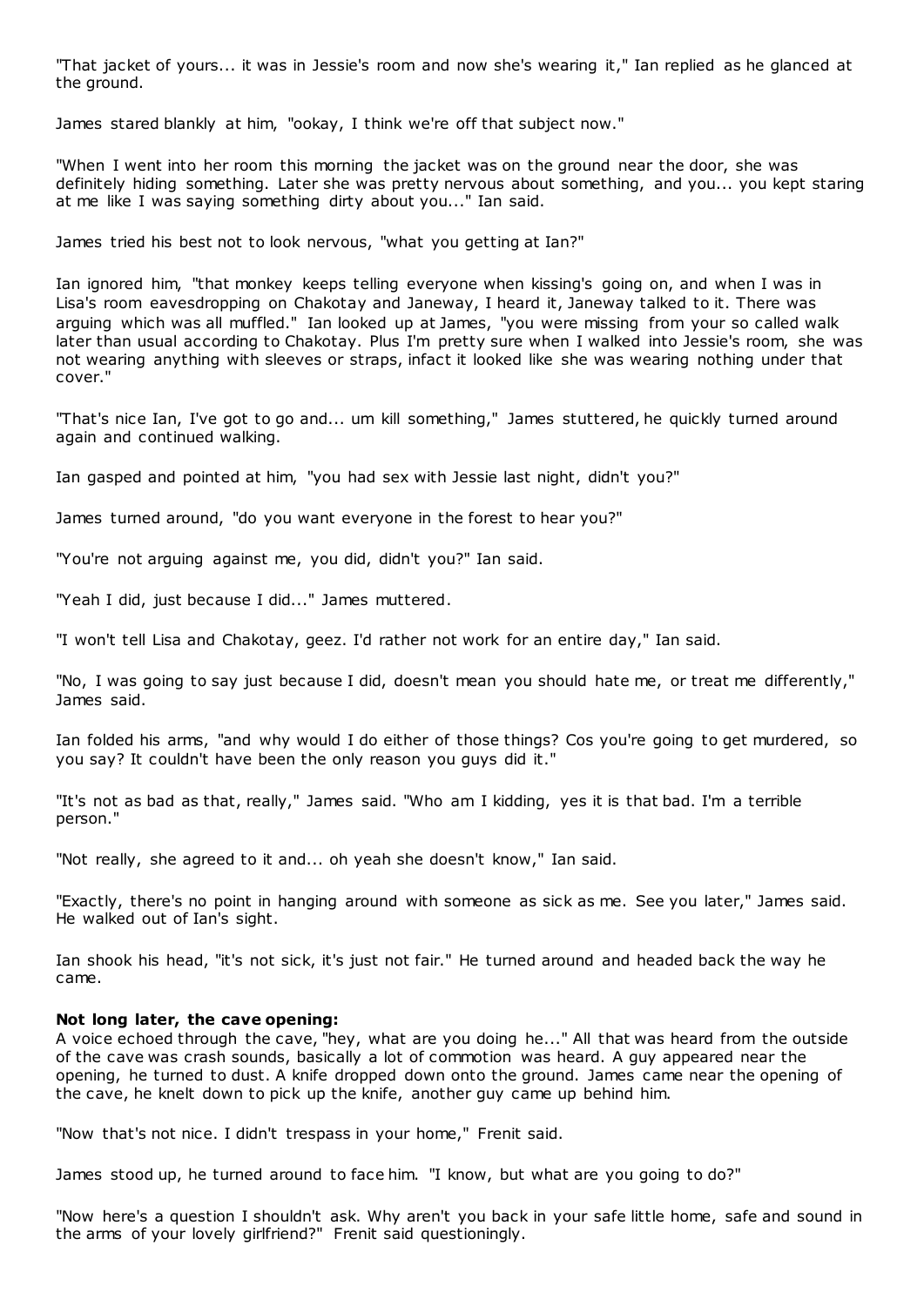"That jacket of yours... it was in Jessie's room and now she's wearing it," Ian replied as he glanced at the ground.

James stared blankly at him, "ookay, I think we're off that subject now."

"When I went into her room this morning the jacket was on the ground near the door, she was definitely hiding something. Later she was pretty nervous about something, and you... you kept staring at me like I was saying something dirty about you..." Ian said.

James tried his best not to look nervous, "what you getting at Ian?"

Ian ignored him, "that monkey keeps telling everyone when kissing's going on, and when I was in Lisa's room eavesdropping on Chakotay and Janeway, I heard it, Janeway talked to it. There was arguing which was all muffled." Ian looked up at James, "you were missing from your so called walk later than usual according to Chakotay. Plus I'm pretty sure when I walked into Jessie's room, she was not wearing anything with sleeves or straps, infact it looked like she was wearing nothing under that cover."

"That's nice Ian, I've got to go and... um kill something," James stuttered, he quickly turned around again and continued walking.

Ian gasped and pointed at him, "you had sex with Jessie last night, didn't you?"

James turned around, "do you want everyone in the forest to hear you?"

"You're not arguing against me, you did, didn't you?" Ian said.

"Yeah I did, just because I did..." James muttered.

"I won't tell Lisa and Chakotay, geez. I'd rather not work for an entire day," Ian said.

"No, I was going to say just because I did, doesn't mean you should hate me, or treat me differently," James said.

Ian folded his arms, "and why would I do either of those things? Cos you're going to get murdered, so you say? It couldn't have been the only reason you guys did it."

"It's not as bad as that, really," James said. "Who am I kidding, yes it is that bad. I'm a terrible person."

"Not really, she agreed to it and... oh yeah she doesn't know," Ian said.

"Exactly, there's no point in hanging around with someone as sick as me. See you later," James said. He walked out of Ian's sight.

Ian shook his head, "it's not sick, it's just not fair." He turned around and headed back the way he came.

**Not long later, the cave opening:**
A voice echoed through the cave, "hey, what are you doing he..." All that was heard from the outside of the cave was crash sounds, basically a lot of commotion was heard. A guy appeared near the opening, he turned to dust. A knife dropped down onto the ground. James came near the opening of the cave, he knelt down to pick up the knife, another guy came up behind him.

"Now that's not nice. I didn't trespass in your home," Frenit said.

James stood up, he turned around to face him. "I know, but what are you going to do?"

"Now here's a question I shouldn't ask. Why aren't you back in your safe little home, safe and sound in the arms of your lovely girlfriend?" Frenit said questioningly.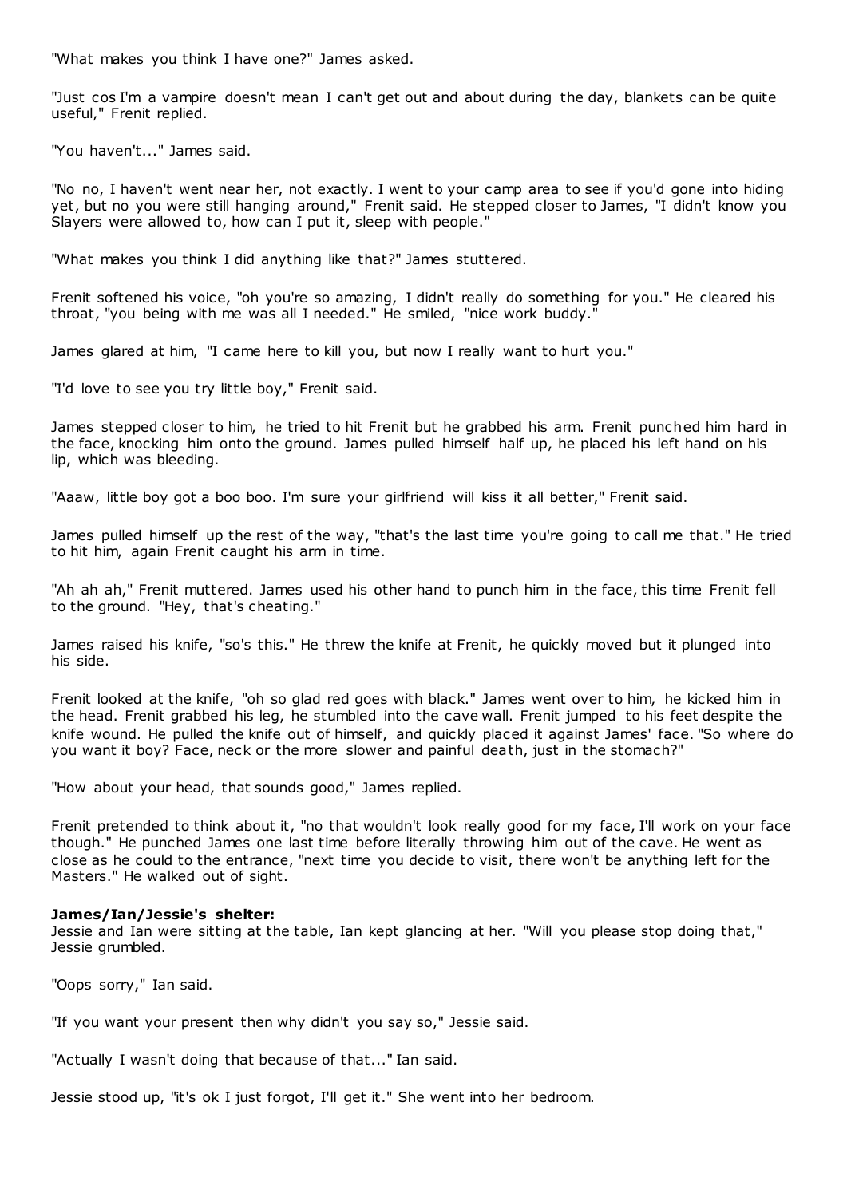"What makes you think I have one?" James asked.

"Just cos I'm a vampire doesn't mean I can't get out and about during the day, blankets can be quite useful," Frenit replied.

"You haven't..." James said.

"No no, I haven't went near her, not exactly. I went to your camp area to see if you'd gone into hiding yet, but no you were still hanging around," Frenit said. He stepped closer to James, "I didn't know you Slayers were allowed to, how can I put it, sleep with people."

"What makes you think I did anything like that?" James stuttered.

Frenit softened his voice, "oh you're so amazing, I didn't really do something for you." He cleared his throat, "you being with me was all I needed." He smiled, "nice work buddy."

James glared at him, "I came here to kill you, but now I really want to hurt you."

"I'd love to see you try little boy," Frenit said.

James stepped closer to him, he tried to hit Frenit but he grabbed his arm. Frenit punched him hard in the face, knocking him onto the ground. James pulled himself half up, he placed his left hand on his lip, which was bleeding.

"Aaaw, little boy got a boo boo. I'm sure your girlfriend will kiss it all better," Frenit said.

James pulled himself up the rest of the way, "that's the last time you're going to call me that." He tried to hit him, again Frenit caught his arm in time.

"Ah ah ah," Frenit muttered. James used his other hand to punch him in the face, this time Frenit fell to the ground. "Hey, that's cheating."

James raised his knife, "so's this." He threw the knife at Frenit, he quickly moved but it plunged into his side.

Frenit looked at the knife, "oh so glad red goes with black." James went over to him, he kicked him in the head. Frenit grabbed his leg, he stumbled into the cave wall. Frenit jumped to his feet despite the knife wound. He pulled the knife out of himself, and quickly placed it against James' face. "So where do you want it boy? Face, neck or the more slower and painful death, just in the stomach?"

"How about your head, that sounds good," James replied.

Frenit pretended to think about it, "no that wouldn't look really good for my face, I'll work on your face though." He punched James one last time before literally throwing him out of the cave. He went as close as he could to the entrance, "next time you decide to visit, there won't be anything left for the Masters." He walked out of sight.

**James/Ian/Jessie's shelter:**
Jessie and Ian were sitting at the table, Ian kept glancing at her. "Will you please stop doing that," Jessie grumbled.

"Oops sorry," Ian said.

"If you want your present then why didn't you say so," Jessie said.

"Actually I wasn't doing that because of that..." Ian said.

Jessie stood up, "it's ok I just forgot, I'll get it." She went into her bedroom.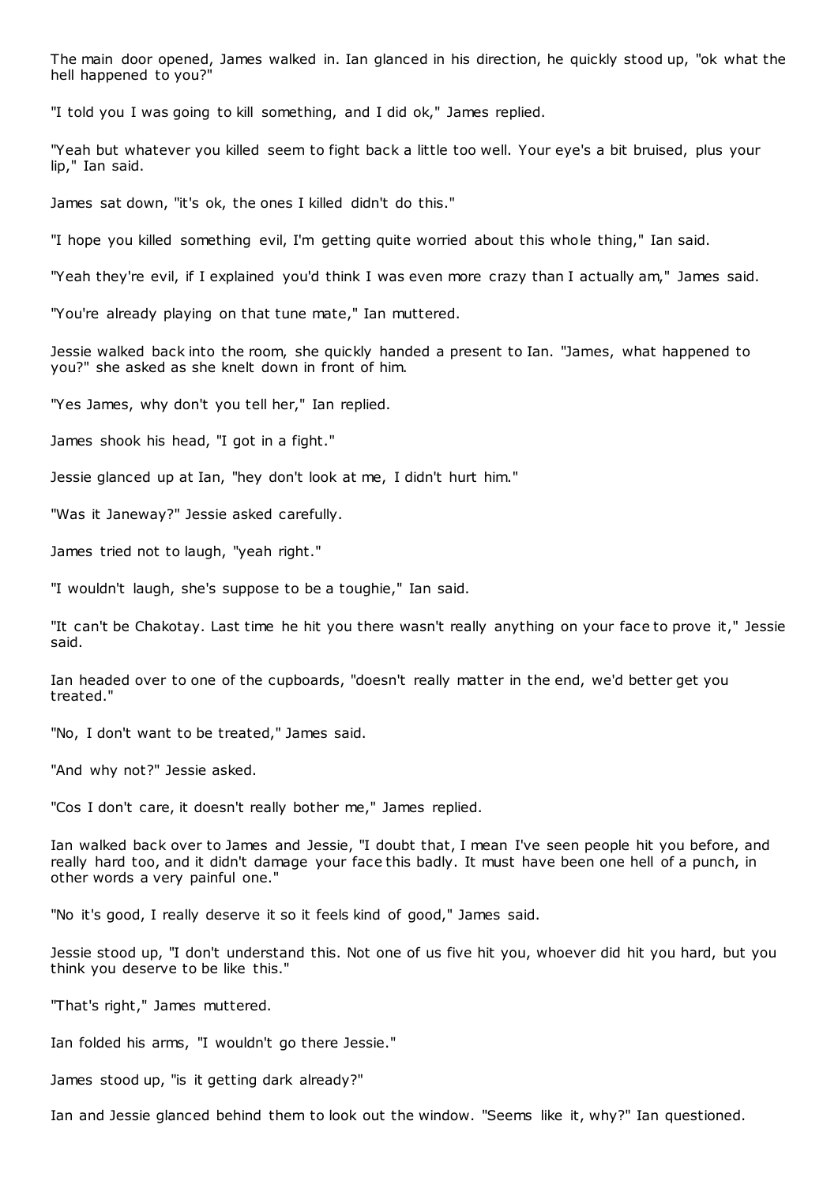The main door opened, James walked in. Ian glanced in his direction, he quickly stood up, "ok what the hell happened to you?"

"I told you I was going to kill something, and I did ok," James replied.

"Yeah but whatever you killed seem to fight back a little too well. Your eye's a bit bruised, plus your lip," Ian said.

James sat down, "it's ok, the ones I killed didn't do this."

"I hope you killed something evil, I'm getting quite worried about this whole thing," Ian said.

"Yeah they're evil, if I explained you'd think I was even more crazy than I actually am," James said.

"You're already playing on that tune mate," Ian muttered.

Jessie walked back into the room, she quickly handed a present to Ian. "James, what happened to you?" she asked as she knelt down in front of him.

"Yes James, why don't you tell her," Ian replied.

James shook his head, "I got in a fight."

Jessie glanced up at Ian, "hey don't look at me, I didn't hurt him."

"Was it Janeway?" Jessie asked carefully.

James tried not to laugh, "yeah right."

"I wouldn't laugh, she's suppose to be a toughie," Ian said.

"It can't be Chakotay. Last time he hit you there wasn't really anything on your face to prove it," Jessie said.

Ian headed over to one of the cupboards, "doesn't really matter in the end, we'd better get you treated."

"No, I don't want to be treated," James said.

"And why not?" Jessie asked.

"Cos I don't care, it doesn't really bother me," James replied.

Ian walked back over to James and Jessie, "I doubt that, I mean I've seen people hit you before, and really hard too, and it didn't damage your face this badly. It must have been one hell of a punch, in other words a very painful one."

"No it's good, I really deserve it so it feels kind of good," James said.

Jessie stood up, "I don't understand this. Not one of us five hit you, whoever did hit you hard, but you think you deserve to be like this."

"That's right," James muttered.

Ian folded his arms, "I wouldn't go there Jessie."

James stood up, "is it getting dark already?"

Ian and Jessie glanced behind them to look out the window. "Seems like it, why?" Ian questioned.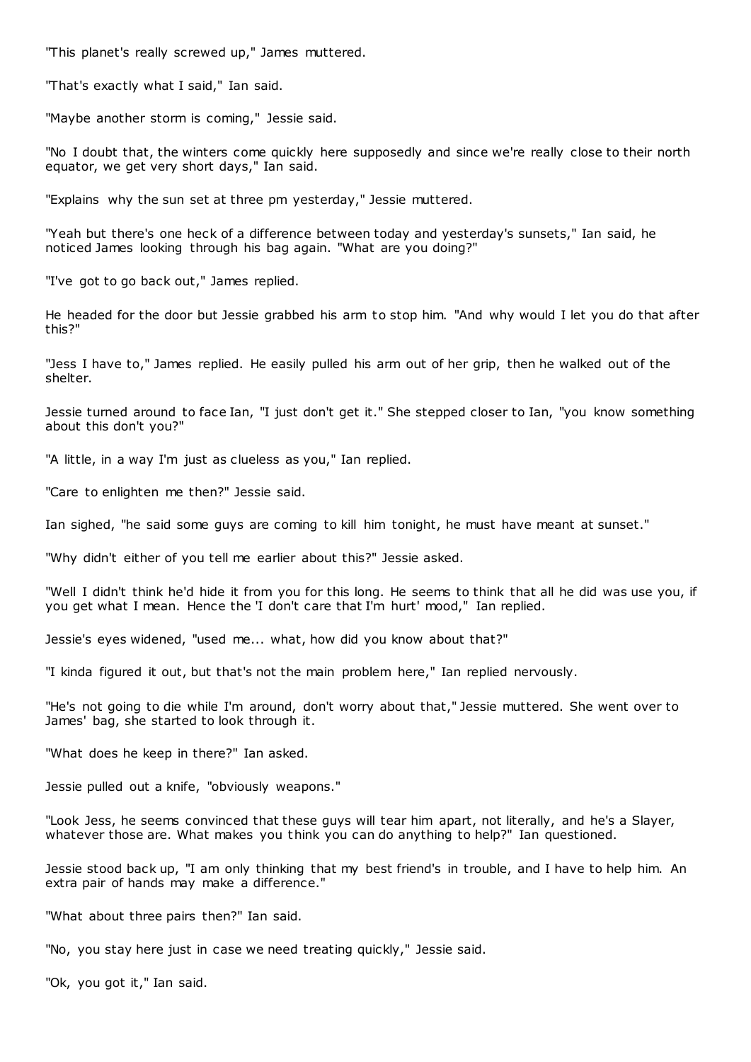"This planet's really screwed up," James muttered.

"That's exactly what I said," Ian said.

"Maybe another storm is coming," Jessie said.

"No I doubt that, the winters come quickly here supposedly and since we're really close to their north equator, we get very short days," Ian said.

"Explains why the sun set at three pm yesterday," Jessie muttered.

"Yeah but there's one heck of a difference between today and yesterday's sunsets," Ian said, he noticed James looking through his bag again. "What are you doing?"

"I've got to go back out," James replied.

He headed for the door but Jessie grabbed his arm to stop him. "And why would I let you do that after this?"

"Jess I have to," James replied. He easily pulled his arm out of her grip, then he walked out of the shelter.

Jessie turned around to face Ian, "I just don't get it." She stepped closer to Ian, "you know something about this don't you?"

"A little, in a way I'm just as clueless as you," Ian replied.

"Care to enlighten me then?" Jessie said.

Ian sighed, "he said some guys are coming to kill him tonight, he must have meant at sunset."

"Why didn't either of you tell me earlier about this?" Jessie asked.

"Well I didn't think he'd hide it from you for this long. He seems to think that all he did was use you, if you get what I mean. Hence the 'I don't care that I'm hurt' mood," Ian replied.

Jessie's eyes widened, "used me... what, how did you know about that?"

"I kinda figured it out, but that's not the main problem here," Ian replied nervously.

"He's not going to die while I'm around, don't worry about that," Jessie muttered. She went over to James' bag, she started to look through it.

"What does he keep in there?" Ian asked.

Jessie pulled out a knife, "obviously weapons."

"Look Jess, he seems convinced that these guys will tear him apart, not literally, and he's a Slayer, whatever those are. What makes you think you can do anything to help?" Ian questioned.

Jessie stood back up, "I am only thinking that my best friend's in trouble, and I have to help him. An extra pair of hands may make a difference."

"What about three pairs then?" Ian said.

"No, you stay here just in case we need treating quickly," Jessie said.

"Ok, you got it," Ian said.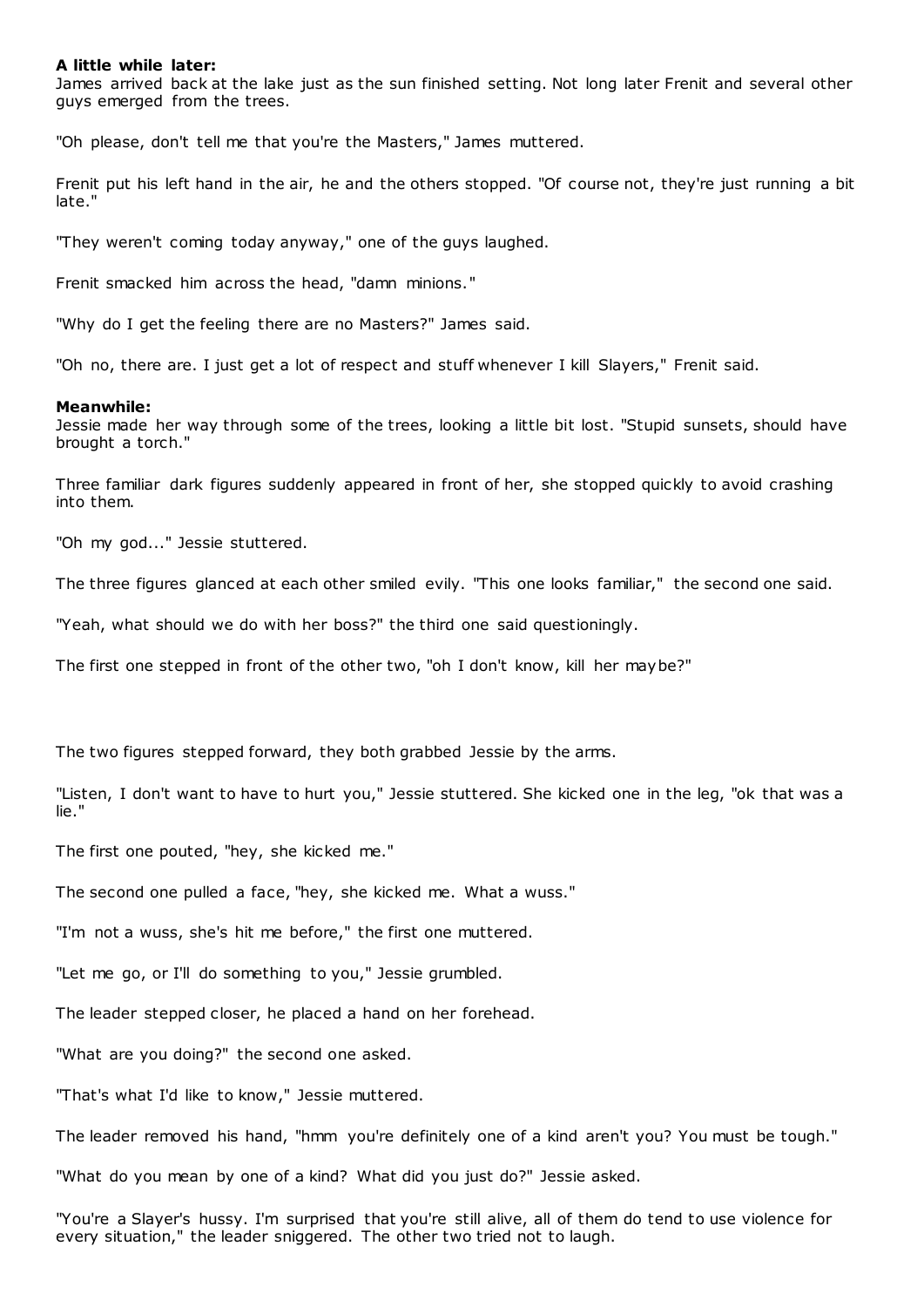**A little while later:**
James arrived back at the lake just as the sun finished setting. Not long later Frenit and several other guys emerged from the trees.

"Oh please, don't tell me that you're the Masters," James muttered.

Frenit put his left hand in the air, he and the others stopped. "Of course not, they're just running a bit late."

"They weren't coming today anyway," one of the guys laughed.

Frenit smacked him across the head, "damn minions."

"Why do I get the feeling there are no Masters?" James said.

"Oh no, there are. I just get a lot of respect and stuff whenever I kill Slayers," Frenit said.

**Meanwhile:**
Jessie made her way through some of the trees, looking a little bit lost. "Stupid sunsets, should have brought a torch."

Three familiar dark figures suddenly appeared in front of her, she stopped quickly to avoid crashing into them.

"Oh my god..." Jessie stuttered.

The three figures glanced at each other smiled evily. "This one looks familiar," the second one said.

"Yeah, what should we do with her boss?" the third one said questioningly.

The first one stepped in front of the other two, "oh I don't know, kill her maybe?"

The two figures stepped forward, they both grabbed Jessie by the arms.

"Listen, I don't want to have to hurt you," Jessie stuttered. She kicked one in the leg, "ok that was a lie."

The first one pouted, "hey, she kicked me."

The second one pulled a face, "hey, she kicked me. What a wuss."

"I'm not a wuss, she's hit me before," the first one muttered.

"Let me go, or I'll do something to you," Jessie grumbled.

The leader stepped closer, he placed a hand on her forehead.

"What are you doing?" the second one asked.

"That's what I'd like to know," Jessie muttered.

The leader removed his hand, "hmm you're definitely one of a kind aren't you? You must be tough."

"What do you mean by one of a kind? What did you just do?" Jessie asked.

"You're a Slayer's hussy. I'm surprised that you're still alive, all of them do tend to use violence for every situation," the leader sniggered. The other two tried not to laugh.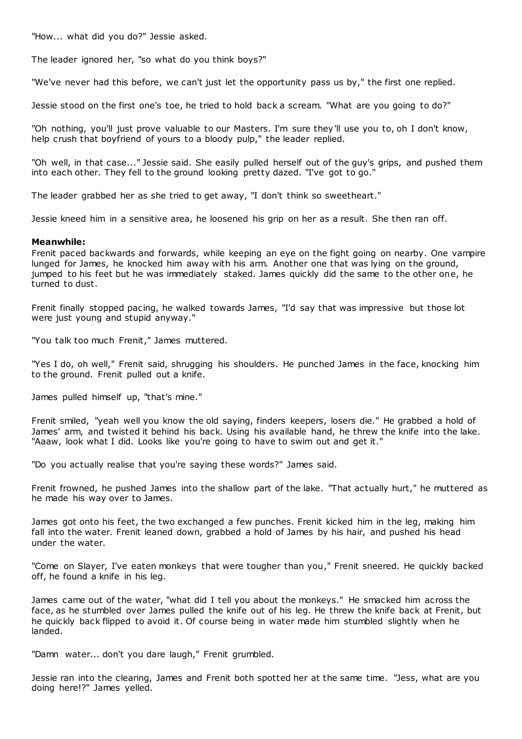"How... what did you do?" Jessie asked.

The leader ignored her, "so what do you think boys?"

"We've never had this before, we can't just let the opportunity pass us by," the first one replied.

Jessie stood on the first one's toe, he tried to hold back a scream. "What are you going to do?"

"Oh nothing, you'll just prove valuable to our Masters. I'm sure they'll use you to, oh I don't know, help crush that boyfriend of yours to a bloody pulp," the leader replied.

"Oh well, in that case..." Jessie said. She easily pulled herself out of the guy's grips, and pushed them into each other. They fell to the ground looking pretty dazed. "I've got to go."

The leader grabbed her as she tried to get away, "I don't think so sweetheart."

Jessie kneed him in a sensitive area, he loosened his grip on her as a result. She then ran off.

**Meanwhile:**
Frenit paced backwards and forwards, while keeping an eye on the fight going on nearby. One vampire lunged for James, he knocked him away with his arm. Another one that was lying on the ground, jumped to his feet but he was immediately staked. James quickly did the same to the other one, he turned to dust.

Frenit finally stopped pacing, he walked towards James, "I'd say that was impressive but those lot were just young and stupid anyway."

"You talk too much Frenit," James muttered.

"Yes I do, oh well," Frenit said, shrugging his shoulders. He punched James in the face, knocking him to the ground. Frenit pulled out a knife.

James pulled himself up, "that's mine."

Frenit smiled, "yeah well you know the old saying, finders keepers, losers die." He grabbed a hold of James' arm, and twisted it behind his back. Using his available hand, he threw the knife into the lake. "Aaaw, look what I did. Looks like you're going to have to swim out and get it."

"Do you actually realise that you're saying these words?" James said.

Frenit frowned, he pushed James into the shallow part of the lake. "That actually hurt," he muttered as he made his way over to James.

James got onto his feet, the two exchanged a few punches. Frenit kicked him in the leg, making him fall into the water. Frenit leaned down, grabbed a hold of James by his hair, and pushed his head under the water.

"Come on Slayer, I've eaten monkeys that were tougher than you," Frenit sneered. He quickly backed off, he found a knife in his leg.

James came out of the water, "what did I tell you about the monkeys." He smacked him across the face, as he stumbled over James pulled the knife out of his leg. He threw the knife back at Frenit, but he quickly back flipped to avoid it. Of course being in water made him stumbled slightly when he landed.

"Damn water... don't you dare laugh," Frenit grumbled.

Jessie ran into the clearing, James and Frenit both spotted her at the same time. "Jess, what are you doing here!?" James yelled.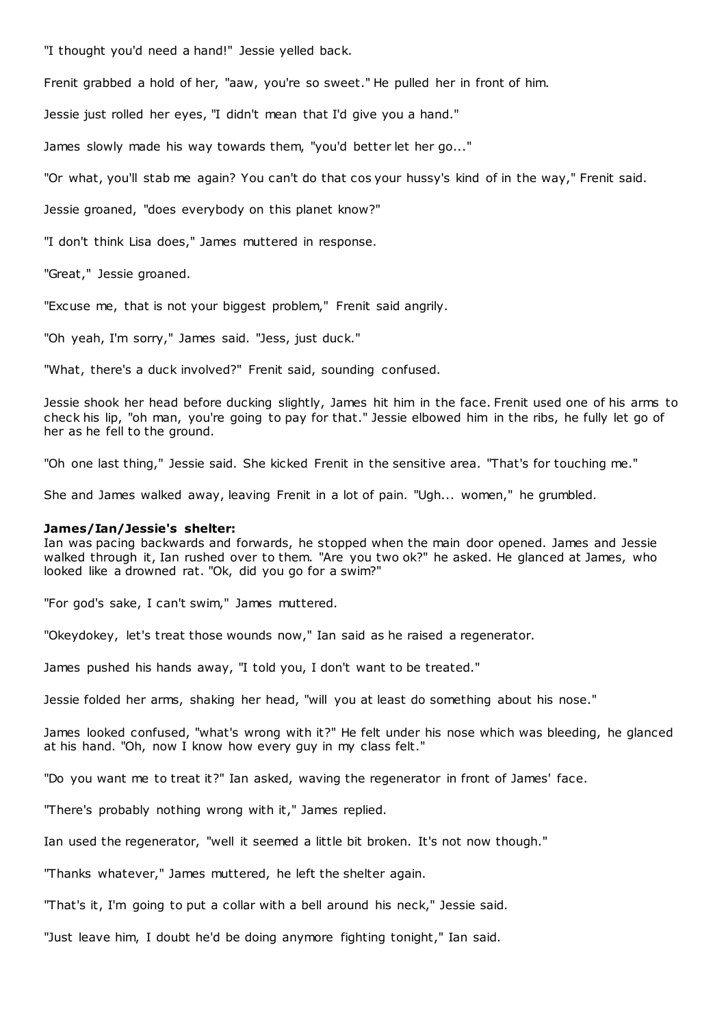"I thought you'd need a hand!" Jessie yelled back.

Frenit grabbed a hold of her, "aaw, you're so sweet." He pulled her in front of him.

Jessie just rolled her eyes, "I didn't mean that I'd give you a hand."

James slowly made his way towards them, "you'd better let her go..."

"Or what, you'll stab me again? You can't do that cos your hussy's kind of in the way," Frenit said.

Jessie groaned, "does everybody on this planet know?"

"I don't think Lisa does," James muttered in response.

"Great," Jessie groaned.

"Excuse me, that is not your biggest problem," Frenit said angrily.

"Oh yeah, I'm sorry," James said. "Jess, just duck."

"What, there's a duck involved?" Frenit said, sounding confused.

Jessie shook her head before ducking slightly, James hit him in the face. Frenit used one of his arms to check his lip, "oh man, you're going to pay for that." Jessie elbowed him in the ribs, he fully let go of her as he fell to the ground.

"Oh one last thing," Jessie said. She kicked Frenit in the sensitive area. "That's for touching me."

She and James walked away, leaving Frenit in a lot of pain. "Ugh... women," he grumbled.

**James/Ian/Jessie's shelter:**
Ian was pacing backwards and forwards, he stopped when the main door opened. James and Jessie walked through it, Ian rushed over to them. "Are you two ok?" he asked. He glanced at James, who looked like a drowned rat. "Ok, did you go for a swim?"

"For god's sake, I can't swim," James muttered.

"Okeydokey, let's treat those wounds now," Ian said as he raised a regenerator.

James pushed his hands away, "I told you, I don't want to be treated."

Jessie folded her arms, shaking her head, "will you at least do something about his nose."

James looked confused, "what's wrong with it?" He felt under his nose which was bleeding, he glanced at his hand. "Oh, now I know how every guy in my class felt."

"Do you want me to treat it?" Ian asked, waving the regenerator in front of James' face.

"There's probably nothing wrong with it," James replied.

Ian used the regenerator, "well it seemed a little bit broken. It's not now though."

"Thanks whatever," James muttered, he left the shelter again.

"That's it, I'm going to put a collar with a bell around his neck," Jessie said.

"Just leave him, I doubt he'd be doing anymore fighting tonight," Ian said.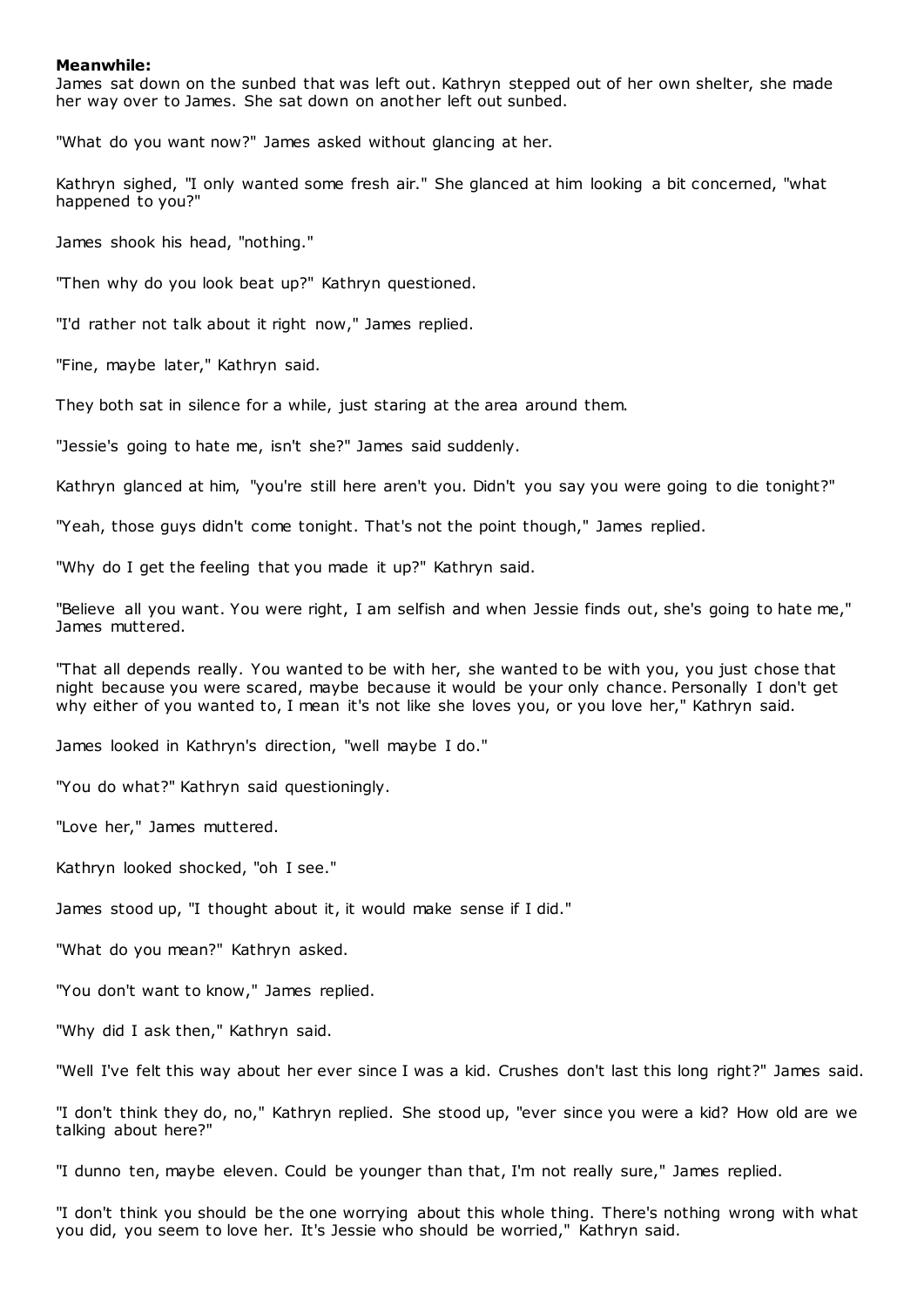**Meanwhile:**

James sat down on the sunbed that was left out. Kathryn stepped out of her own shelter, she made her way over to James. She sat down on another left out sunbed.

"What do you want now?" James asked without glancing at her.

Kathryn sighed, "I only wanted some fresh air." She glanced at him looking a bit concerned, "what happened to you?"

James shook his head, "nothing."

"Then why do you look beat up?" Kathryn questioned.

"I'd rather not talk about it right now," James replied.

"Fine, maybe later," Kathryn said.

They both sat in silence for a while, just staring at the area around them.

"Jessie's going to hate me, isn't she?" James said suddenly.

Kathryn glanced at him, "you're still here aren't you. Didn't you say you were going to die tonight?"

"Yeah, those guys didn't come tonight. That's not the point though," James replied.

"Why do I get the feeling that you made it up?" Kathryn said.

"Believe all you want. You were right, I am selfish and when Jessie finds out, she's going to hate me," James muttered.

"That all depends really. You wanted to be with her, she wanted to be with you, you just chose that night because you were scared, maybe because it would be your only chance. Personally I don't get why either of you wanted to, I mean it's not like she loves you, or you love her," Kathryn said.

James looked in Kathryn's direction, "well maybe I do."

"You do what?" Kathryn said questioningly.

"Love her," James muttered.

Kathryn looked shocked, "oh I see."

James stood up, "I thought about it, it would make sense if I did."

"What do you mean?" Kathryn asked.

"You don't want to know," James replied.

"Why did I ask then," Kathryn said.

"Well I've felt this way about her ever since I was a kid. Crushes don't last this long right?" James said.

"I don't think they do, no," Kathryn replied. She stood up, "ever since you were a kid? How old are we talking about here?"

"I dunno ten, maybe eleven. Could be younger than that, I'm not really sure," James replied.

"I don't think you should be the one worrying about this whole thing. There's nothing wrong with what you did, you seem to love her. It's Jessie who should be worried," Kathryn said.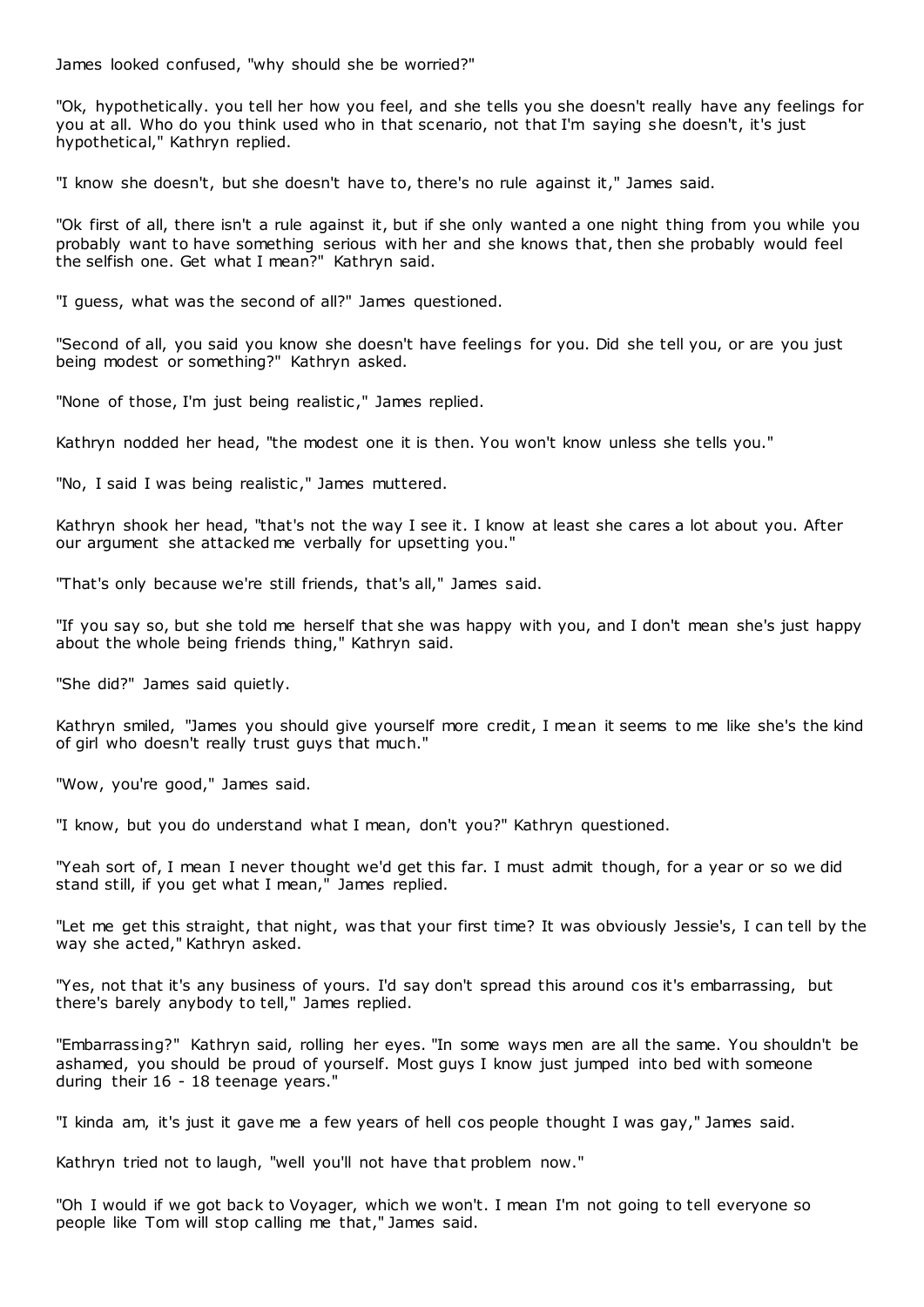James looked confused, "why should she be worried?"

"Ok, hypothetically. you tell her how you feel, and she tells you she doesn't really have any feelings for you at all. Who do you think used who in that scenario, not that I'm saying she doesn't, it's just hypothetical," Kathryn replied.

"I know she doesn't, but she doesn't have to, there's no rule against it," James said.

"Ok first of all, there isn't a rule against it, but if she only wanted a one night thing from you while you probably want to have something serious with her and she knows that, then she probably would feel the selfish one. Get what I mean?" Kathryn said.

"I guess, what was the second of all?" James questioned.

"Second of all, you said you know she doesn't have feelings for you. Did she tell you, or are you just being modest or something?" Kathryn asked.

"None of those, I'm just being realistic," James replied.

Kathryn nodded her head, "the modest one it is then. You won't know unless she tells you."

"No, I said I was being realistic," James muttered.

Kathryn shook her head, "that's not the way I see it. I know at least she cares a lot about you. After our argument she attacked me verbally for upsetting you."

"That's only because we're still friends, that's all," James said.

"If you say so, but she told me herself that she was happy with you, and I don't mean she's just happy about the whole being friends thing," Kathryn said.

"She did?" James said quietly.

Kathryn smiled, "James you should give yourself more credit, I mean it seems to me like she's the kind of girl who doesn't really trust guys that much."

"Wow, you're good," James said.

"I know, but you do understand what I mean, don't you?" Kathryn questioned.

"Yeah sort of, I mean I never thought we'd get this far. I must admit though, for a year or so we did stand still, if you get what I mean," James replied.

"Let me get this straight, that night, was that your first time? It was obviously Jessie's, I can tell by the way she acted," Kathryn asked.

"Yes, not that it's any business of yours. I'd say don't spread this around cos it's embarrassing, but there's barely anybody to tell," James replied.

"Embarrassing?" Kathryn said, rolling her eyes. "In some ways men are all the same. You shouldn't be ashamed, you should be proud of yourself. Most guys I know just jumped into bed with someone during their 16 - 18 teenage years."

"I kinda am, it's just it gave me a few years of hell cos people thought I was gay," James said.

Kathryn tried not to laugh, "well you'll not have that problem now."

"Oh I would if we got back to Voyager, which we won't. I mean I'm not going to tell everyone so people like Tom will stop calling me that," James said.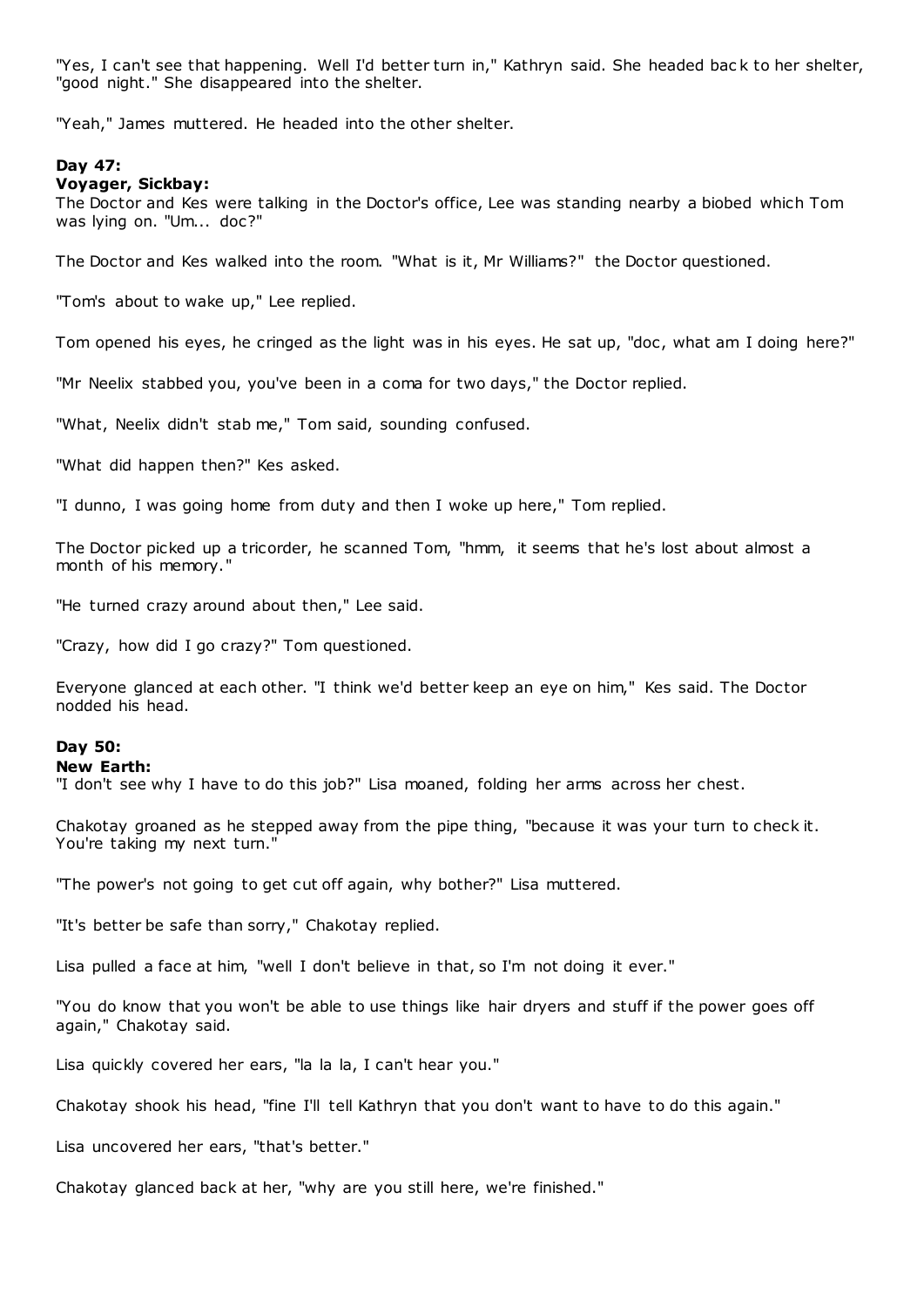"Yes, I can't see that happening. Well I'd better turn in," Kathryn said. She headed back to her shelter, "good night." She disappeared into the shelter.

"Yeah," James muttered. He headed into the other shelter.

**Day 47:**
**Voyager, Sickbay:**
The Doctor and Kes were talking in the Doctor's office, Lee was standing nearby a biobed which Tom was lying on. "Um... doc?"

The Doctor and Kes walked into the room. "What is it, Mr Williams?" the Doctor questioned.

"Tom's about to wake up," Lee replied.

Tom opened his eyes, he cringed as the light was in his eyes. He sat up, "doc, what am I doing here?"

"Mr Neelix stabbed you, you've been in a coma for two days," the Doctor replied.

"What, Neelix didn't stab me," Tom said, sounding confused.

"What did happen then?" Kes asked.

"I dunno, I was going home from duty and then I woke up here," Tom replied.

The Doctor picked up a tricorder, he scanned Tom, "hmm, it seems that he's lost about almost a month of his memory."

"He turned crazy around about then," Lee said.

"Crazy, how did I go crazy?" Tom questioned.

Everyone glanced at each other. "I think we'd better keep an eye on him," Kes said. The Doctor nodded his head.

**Day 50:**
**New Earth:**
"I don't see why I have to do this job?" Lisa moaned, folding her arms across her chest.

Chakotay groaned as he stepped away from the pipe thing, "because it was your turn to check it. You're taking my next turn."

"The power's not going to get cut off again, why bother?" Lisa muttered.

"It's better be safe than sorry," Chakotay replied.

Lisa pulled a face at him, "well I don't believe in that, so I'm not doing it ever."

"You do know that you won't be able to use things like hair dryers and stuff if the power goes off again," Chakotay said.

Lisa quickly covered her ears, "la la la, I can't hear you."

Chakotay shook his head, "fine I'll tell Kathryn that you don't want to have to do this again."

Lisa uncovered her ears, "that's better."

Chakotay glanced back at her, "why are you still here, we're finished."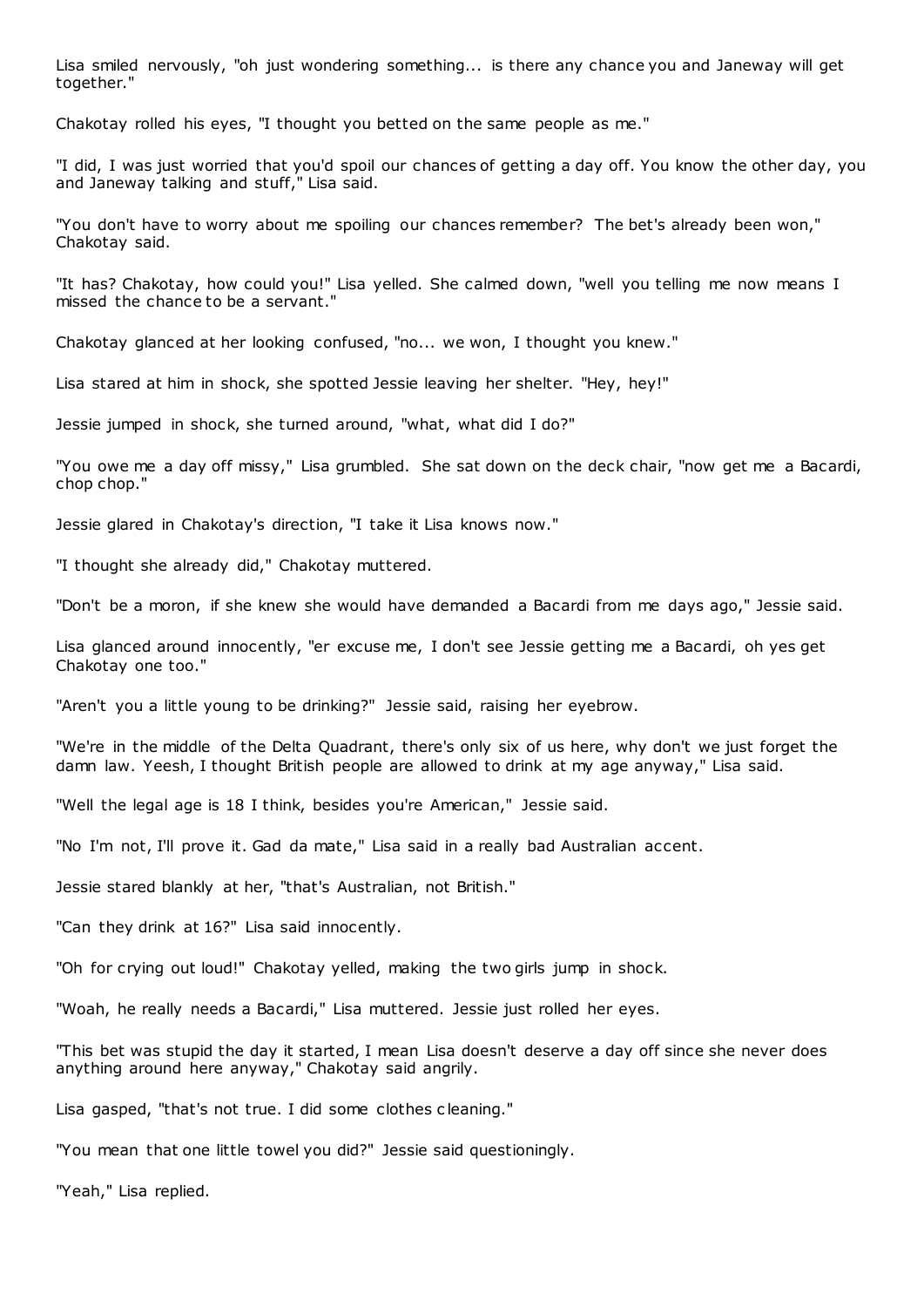Lisa smiled nervously, "oh just wondering something... is there any chance you and Janeway will get together."

Chakotay rolled his eyes, "I thought you betted on the same people as me."

"I did, I was just worried that you'd spoil our chances of getting a day off. You know the other day, you and Janeway talking and stuff," Lisa said.

"You don't have to worry about me spoiling our chances remember? The bet's already been won," Chakotay said.

"It has? Chakotay, how could you!" Lisa yelled. She calmed down, "well you telling me now means I missed the chance to be a servant."

Chakotay glanced at her looking confused, "no... we won, I thought you knew."

Lisa stared at him in shock, she spotted Jessie leaving her shelter. "Hey, hey!"

Jessie jumped in shock, she turned around, "what, what did I do?"

"You owe me a day off missy," Lisa grumbled. She sat down on the deck chair, "now get me a Bacardi, chop chop."

Jessie glared in Chakotay's direction, "I take it Lisa knows now."

"I thought she already did," Chakotay muttered.

"Don't be a moron, if she knew she would have demanded a Bacardi from me days ago," Jessie said.

Lisa glanced around innocently, "er excuse me, I don't see Jessie getting me a Bacardi, oh yes get Chakotay one too."

"Aren't you a little young to be drinking?" Jessie said, raising her eyebrow.

"We're in the middle of the Delta Quadrant, there's only six of us here, why don't we just forget the damn law. Yeesh, I thought British people are allowed to drink at my age anyway," Lisa said.

"Well the legal age is 18 I think, besides you're American," Jessie said.

"No I'm not, I'll prove it. Gad da mate," Lisa said in a really bad Australian accent.

Jessie stared blankly at her, "that's Australian, not British."

"Can they drink at 16?" Lisa said innocently.

"Oh for crying out loud!" Chakotay yelled, making the two girls jump in shock.

"Woah, he really needs a Bacardi," Lisa muttered. Jessie just rolled her eyes.

"This bet was stupid the day it started, I mean Lisa doesn't deserve a day off since she never does anything around here anyway," Chakotay said angrily.

Lisa gasped, "that's not true. I did some clothes cleaning."

"You mean that one little towel you did?" Jessie said questioningly.

"Yeah," Lisa replied.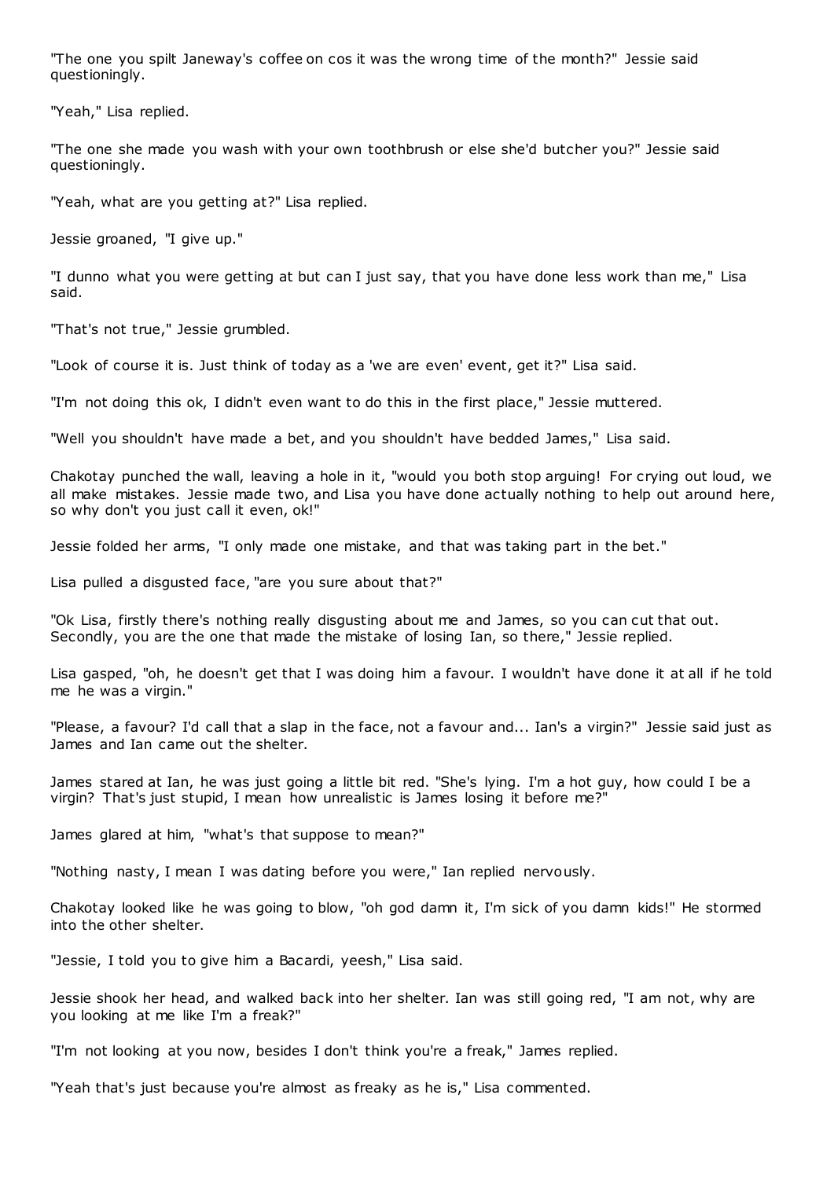"The one you spilt Janeway's coffee on cos it was the wrong time of the month?" Jessie said questioningly.

"Yeah," Lisa replied.

"The one she made you wash with your own toothbrush or else she'd butcher you?" Jessie said questioningly.

"Yeah, what are you getting at?" Lisa replied.

Jessie groaned, "I give up."

"I dunno what you were getting at but can I just say, that you have done less work than me," Lisa said.

"That's not true," Jessie grumbled.

"Look of course it is. Just think of today as a 'we are even' event, get it?" Lisa said.

"I'm not doing this ok, I didn't even want to do this in the first place," Jessie muttered.

"Well you shouldn't have made a bet, and you shouldn't have bedded James," Lisa said.

Chakotay punched the wall, leaving a hole in it, "would you both stop arguing! For crying out loud, we all make mistakes. Jessie made two, and Lisa you have done actually nothing to help out around here, so why don't you just call it even, ok!"

Jessie folded her arms, "I only made one mistake, and that was taking part in the bet."

Lisa pulled a disgusted face, "are you sure about that?"

"Ok Lisa, firstly there's nothing really disgusting about me and James, so you can cut that out. Secondly, you are the one that made the mistake of losing Ian, so there," Jessie replied.

Lisa gasped, "oh, he doesn't get that I was doing him a favour. I wouldn't have done it at all if he told me he was a virgin."

"Please, a favour? I'd call that a slap in the face, not a favour and... Ian's a virgin?" Jessie said just as James and Ian came out the shelter.

James stared at Ian, he was just going a little bit red. "She's lying. I'm a hot guy, how could I be a virgin? That's just stupid, I mean how unrealistic is James losing it before me?"

James glared at him, "what's that suppose to mean?"

"Nothing nasty, I mean I was dating before you were," Ian replied nervously.

Chakotay looked like he was going to blow, "oh god damn it, I'm sick of you damn kids!" He stormed into the other shelter.

"Jessie, I told you to give him a Bacardi, yeesh," Lisa said.

Jessie shook her head, and walked back into her shelter. Ian was still going red, "I am not, why are you looking at me like I'm a freak?"

"I'm not looking at you now, besides I don't think you're a freak," James replied.

"Yeah that's just because you're almost as freaky as he is," Lisa commented.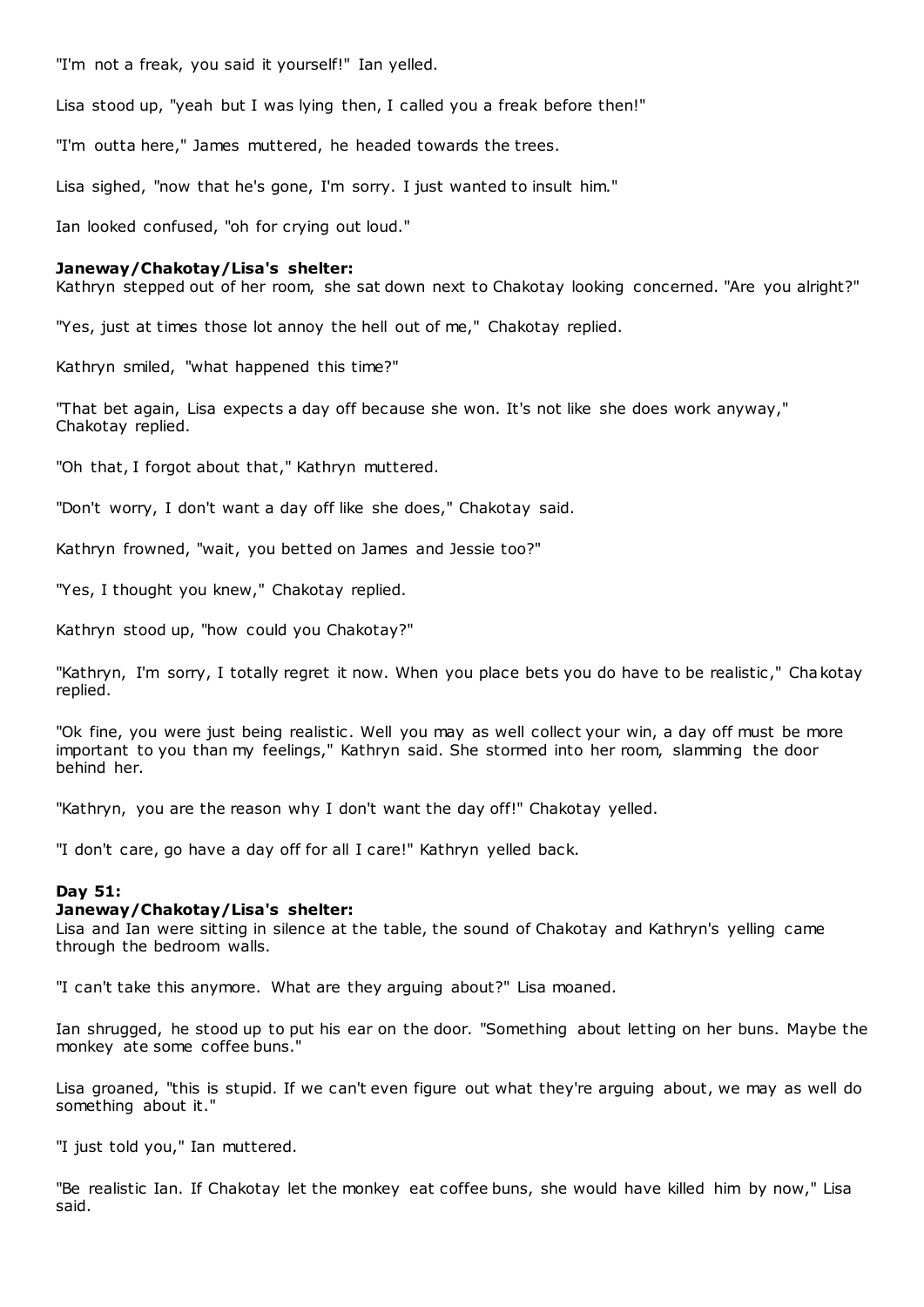"I'm not a freak, you said it yourself!" Ian yelled.

Lisa stood up, "yeah but I was lying then, I called you a freak before then!"

"I'm outta here," James muttered, he headed towards the trees.

Lisa sighed, "now that he's gone, I'm sorry. I just wanted to insult him."

Ian looked confused, "oh for crying out loud."

**Janeway/Chakotay/Lisa's shelter:**
Kathryn stepped out of her room, she sat down next to Chakotay looking concerned. "Are you alright?"

"Yes, just at times those lot annoy the hell out of me," Chakotay replied.

Kathryn smiled, "what happened this time?"

"That bet again, Lisa expects a day off because she won. It's not like she does work anyway," Chakotay replied.

"Oh that, I forgot about that," Kathryn muttered.

"Don't worry, I don't want a day off like she does," Chakotay said.

Kathryn frowned, "wait, you betted on James and Jessie too?"

"Yes, I thought you knew," Chakotay replied.

Kathryn stood up, "how could you Chakotay?"

"Kathryn, I'm sorry, I totally regret it now. When you place bets you do have to be realistic," Chakotay replied.

"Ok fine, you were just being realistic. Well you may as well collect your win, a day off must be more important to you than my feelings," Kathryn said. She stormed into her room, slamming the door behind her.

"Kathryn, you are the reason why I don't want the day off!" Chakotay yelled.

"I don't care, go have a day off for all I care!" Kathryn yelled back.

**Day 51:**

**Janeway/Chakotay/Lisa's shelter:**
Lisa and Ian were sitting in silence at the table, the sound of Chakotay and Kathryn's yelling came through the bedroom walls.

"I can't take this anymore. What are they arguing about?" Lisa moaned.

Ian shrugged, he stood up to put his ear on the door. "Something about letting on her buns. Maybe the monkey ate some coffee buns."

Lisa groaned, "this is stupid. If we can't even figure out what they're arguing about, we may as well do something about it."

"I just told you," Ian muttered.

"Be realistic Ian. If Chakotay let the monkey eat coffee buns, she would have killed him by now," Lisa said.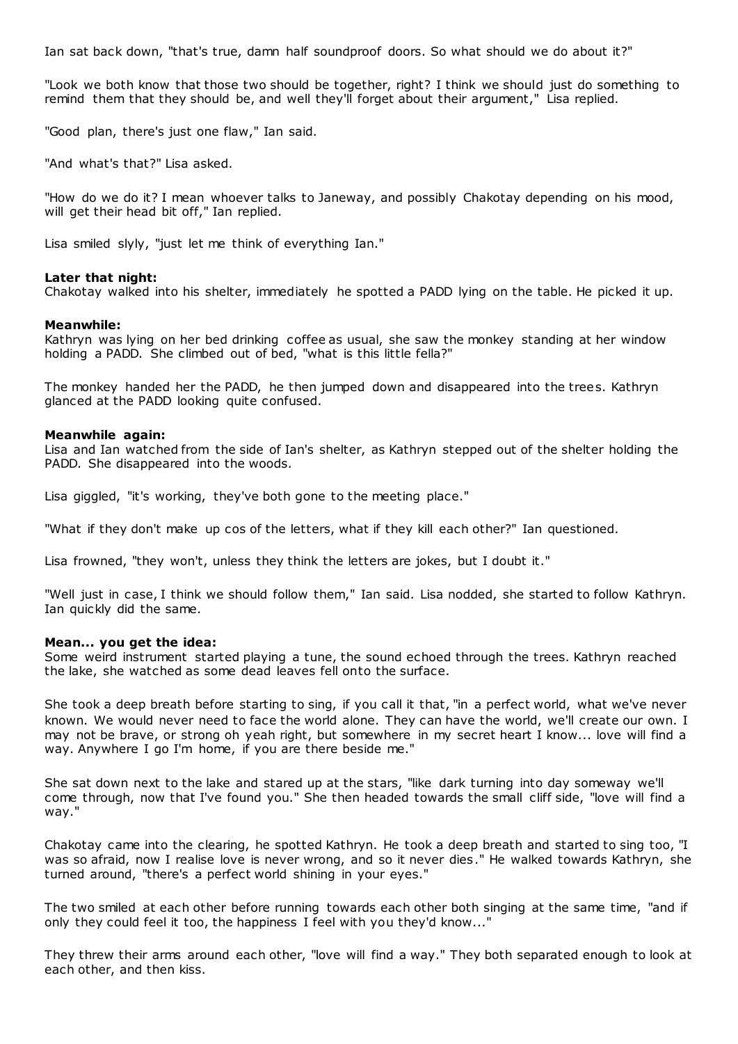Ian sat back down, "that's true, damn half soundproof doors. So what should we do about it?"

"Look we both know that those two should be together, right? I think we should just do something to remind them that they should be, and well they'll forget about their argument," Lisa replied.

"Good plan, there's just one flaw," Ian said.

"And what's that?" Lisa asked.

"How do we do it? I mean whoever talks to Janeway, and possibly Chakotay depending on his mood, will get their head bit off," Ian replied.

Lisa smiled slyly, "just let me think of everything Ian."

**Later that night:**
Chakotay walked into his shelter, immediately he spotted a PADD lying on the table. He picked it up.

**Meanwhile:**
Kathryn was lying on her bed drinking coffee as usual, she saw the monkey standing at her window holding a PADD. She climbed out of bed, "what is this little fella?"

The monkey handed her the PADD, he then jumped down and disappeared into the trees. Kathryn glanced at the PADD looking quite confused.

**Meanwhile again:**
Lisa and Ian watched from the side of Ian's shelter, as Kathryn stepped out of the shelter holding the PADD. She disappeared into the woods.

Lisa giggled, "it's working, they've both gone to the meeting place."

"What if they don't make up cos of the letters, what if they kill each other?" Ian questioned.

Lisa frowned, "they won't, unless they think the letters are jokes, but I doubt it."

"Well just in case, I think we should follow them," Ian said. Lisa nodded, she started to follow Kathryn. Ian quickly did the same.

**Mean... you get the idea:**
Some weird instrument started playing a tune, the sound echoed through the trees. Kathryn reached the lake, she watched as some dead leaves fell onto the surface.

She took a deep breath before starting to sing, if you call it that, "in a perfect world, what we've never known. We would never need to face the world alone. They can have the world, we'll create our own. I may not be brave, or strong oh yeah right, but somewhere in my secret heart I know... love will find a way. Anywhere I go I'm home, if you are there beside me."

She sat down next to the lake and stared up at the stars, "like dark turning into day someway we'll come through, now that I've found you." She then headed towards the small cliff side, "love will find a way."

Chakotay came into the clearing, he spotted Kathryn. He took a deep breath and started to sing too, "I was so afraid, now I realise love is never wrong, and so it never dies." He walked towards Kathryn, she turned around, "there's a perfect world shining in your eyes."

The two smiled at each other before running towards each other both singing at the same time, "and if only they could feel it too, the happiness I feel with you they'd know..."

They threw their arms around each other, "love will find a way." They both separated enough to look at each other, and then kiss.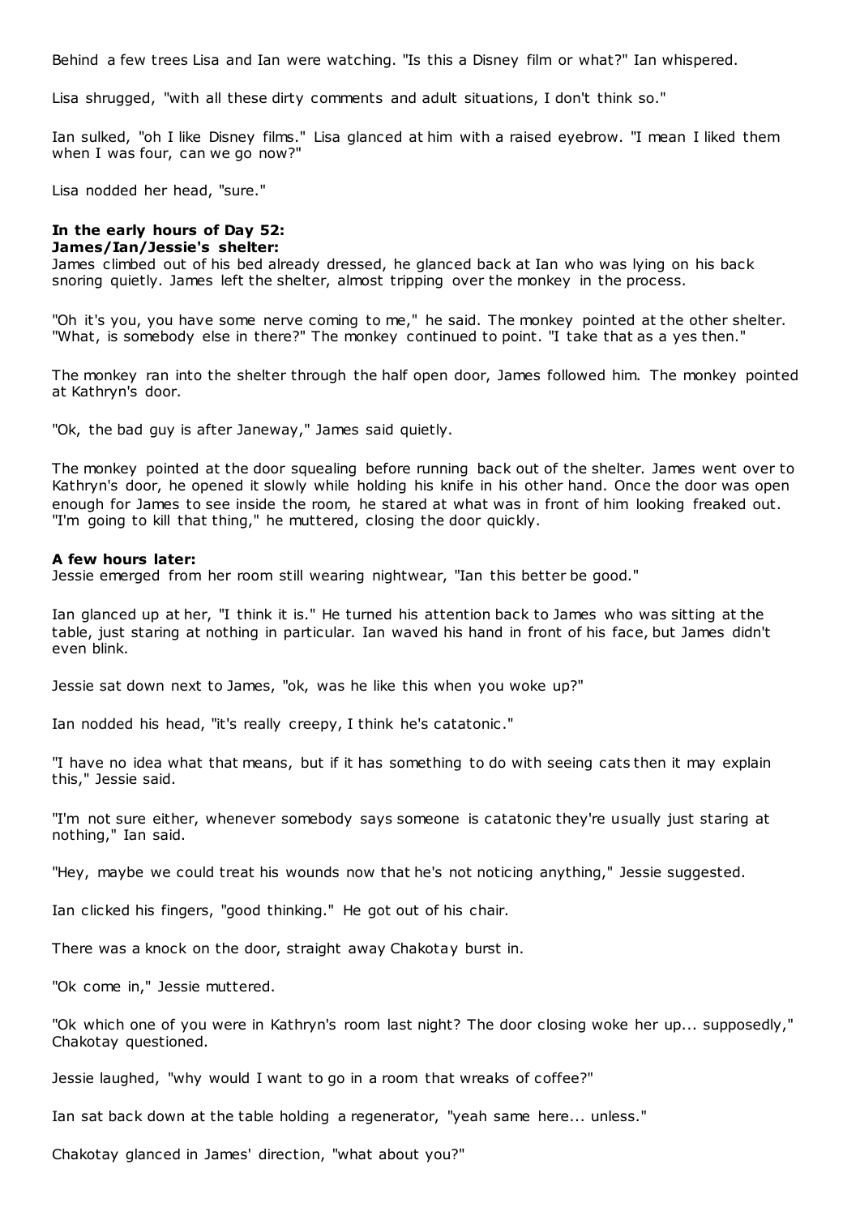Behind a few trees Lisa and Ian were watching. "Is this a Disney film or what?" Ian whispered.

Lisa shrugged, "with all these dirty comments and adult situations, I don't think so."

Ian sulked, "oh I like Disney films." Lisa glanced at him with a raised eyebrow. "I mean I liked them when I was four, can we go now?"

Lisa nodded her head, "sure."

**In the early hours of Day 52:**
**James/Ian/Jessie's shelter:**
James climbed out of his bed already dressed, he glanced back at Ian who was lying on his back snoring quietly. James left the shelter, almost tripping over the monkey in the process.

"Oh it's you, you have some nerve coming to me," he said. The monkey pointed at the other shelter. "What, is somebody else in there?" The monkey continued to point. "I take that as a yes then."

The monkey ran into the shelter through the half open door, James followed him. The monkey pointed at Kathryn's door.

"Ok, the bad guy is after Janeway," James said quietly.

The monkey pointed at the door squealing before running back out of the shelter. James went over to Kathryn's door, he opened it slowly while holding his knife in his other hand. Once the door was open enough for James to see inside the room, he stared at what was in front of him looking freaked out. "I'm going to kill that thing," he muttered, closing the door quickly.

**A few hours later:**
Jessie emerged from her room still wearing nightwear, "Ian this better be good."

Ian glanced up at her, "I think it is." He turned his attention back to James who was sitting at the table, just staring at nothing in particular. Ian waved his hand in front of his face, but James didn't even blink.

Jessie sat down next to James, "ok, was he like this when you woke up?"

Ian nodded his head, "it's really creepy, I think he's catatonic."

"I have no idea what that means, but if it has something to do with seeing cats then it may explain this," Jessie said.

"I'm not sure either, whenever somebody says someone is catatonic they're usually just staring at nothing," Ian said.

"Hey, maybe we could treat his wounds now that he's not noticing anything," Jessie suggested.

Ian clicked his fingers, "good thinking." He got out of his chair.

There was a knock on the door, straight away Chakotay burst in.

"Ok come in," Jessie muttered.

"Ok which one of you were in Kathryn's room last night? The door closing woke her up... supposedly," Chakotay questioned.

Jessie laughed, "why would I want to go in a room that wreaks of coffee?"

Ian sat back down at the table holding a regenerator, "yeah same here... unless."

Chakotay glanced in James' direction, "what about you?"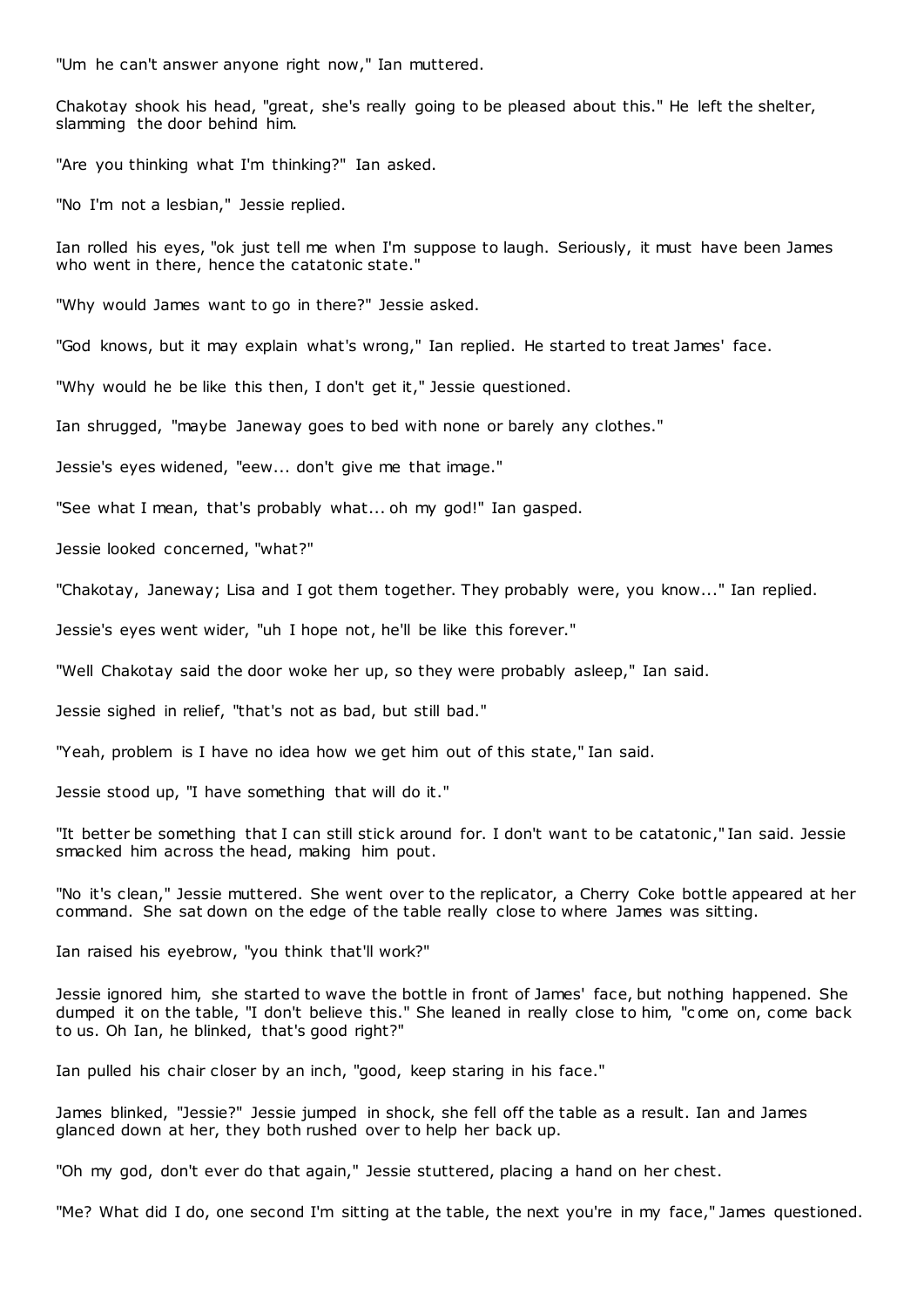"Um he can't answer anyone right now," Ian muttered.

Chakotay shook his head, "great, she's really going to be pleased about this." He left the shelter, slamming the door behind him.

"Are you thinking what I'm thinking?" Ian asked.

"No I'm not a lesbian," Jessie replied.

Ian rolled his eyes, "ok just tell me when I'm suppose to laugh. Seriously, it must have been James who went in there, hence the catatonic state."

"Why would James want to go in there?" Jessie asked.

"God knows, but it may explain what's wrong," Ian replied. He started to treat James' face.

"Why would he be like this then, I don't get it," Jessie questioned.

Ian shrugged, "maybe Janeway goes to bed with none or barely any clothes."

Jessie's eyes widened, "eew... don't give me that image."

"See what I mean, that's probably what... oh my god!" Ian gasped.

Jessie looked concerned, "what?"

"Chakotay, Janeway; Lisa and I got them together. They probably were, you know..." Ian replied.

Jessie's eyes went wider, "uh I hope not, he'll be like this forever."

"Well Chakotay said the door woke her up, so they were probably asleep," Ian said.

Jessie sighed in relief, "that's not as bad, but still bad."

"Yeah, problem is I have no idea how we get him out of this state," Ian said.

Jessie stood up, "I have something that will do it."

"It better be something that I can still stick around for. I don't want to be catatonic," Ian said. Jessie smacked him across the head, making him pout.

"No it's clean," Jessie muttered. She went over to the replicator, a Cherry Coke bottle appeared at her command. She sat down on the edge of the table really close to where James was sitting.

Ian raised his eyebrow, "you think that'll work?"

Jessie ignored him, she started to wave the bottle in front of James' face, but nothing happened. She dumped it on the table, "I don't believe this." She leaned in really close to him, "come on, come back to us. Oh Ian, he blinked, that's good right?"

Ian pulled his chair closer by an inch, "good, keep staring in his face."

James blinked, "Jessie?" Jessie jumped in shock, she fell off the table as a result. Ian and James glanced down at her, they both rushed over to help her back up.

"Oh my god, don't ever do that again," Jessie stuttered, placing a hand on her chest.

"Me? What did I do, one second I'm sitting at the table, the next you're in my face," James questioned.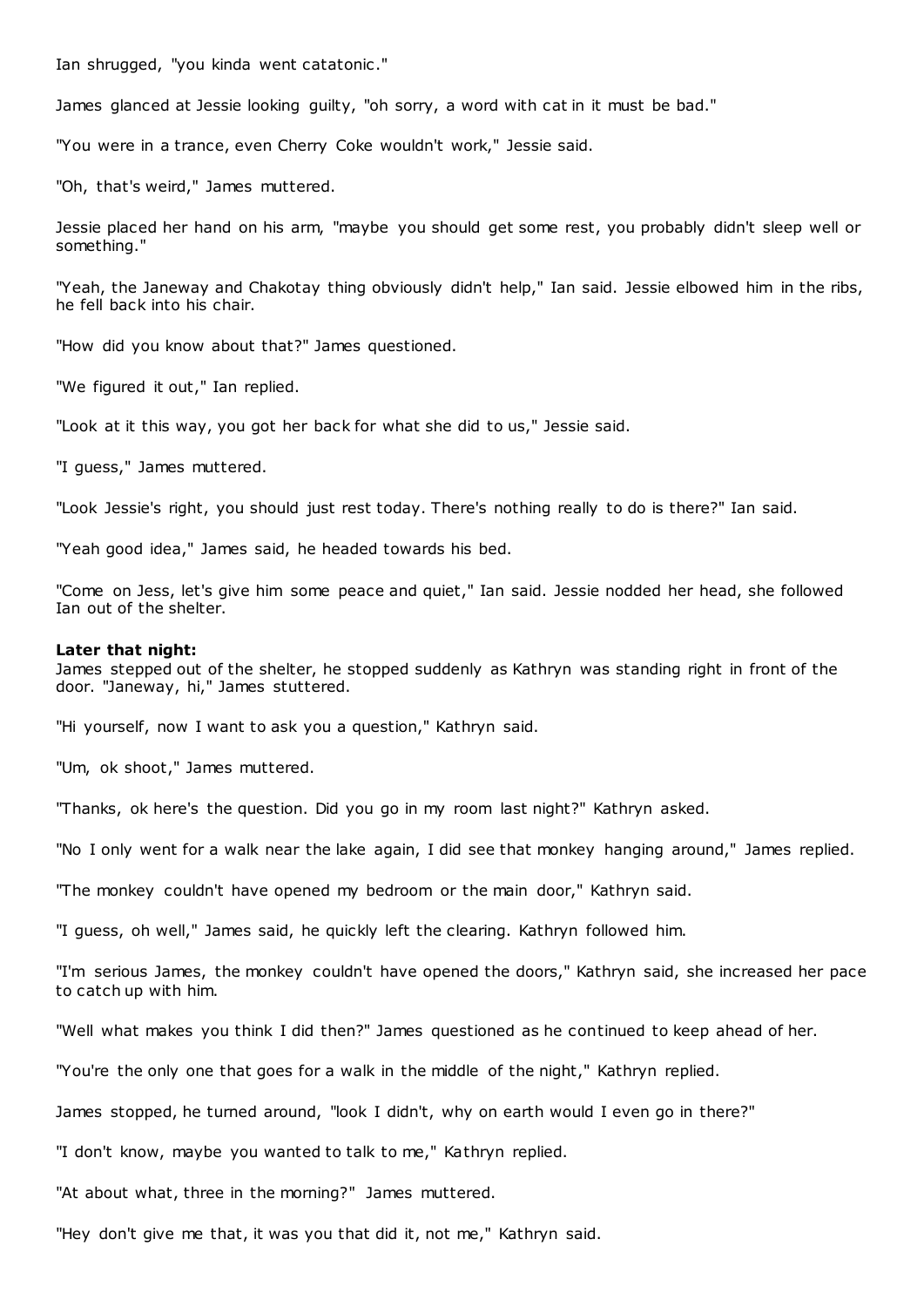Ian shrugged, "you kinda went catatonic."

James glanced at Jessie looking guilty, "oh sorry, a word with cat in it must be bad."

"You were in a trance, even Cherry Coke wouldn't work," Jessie said.

"Oh, that's weird," James muttered.

Jessie placed her hand on his arm, "maybe you should get some rest, you probably didn't sleep well or something."

"Yeah, the Janeway and Chakotay thing obviously didn't help," Ian said. Jessie elbowed him in the ribs, he fell back into his chair.

"How did you know about that?" James questioned.

"We figured it out," Ian replied.

"Look at it this way, you got her back for what she did to us," Jessie said.

"I guess," James muttered.

"Look Jessie's right, you should just rest today. There's nothing really to do is there?" Ian said.

"Yeah good idea," James said, he headed towards his bed.

"Come on Jess, let's give him some peace and quiet," Ian said. Jessie nodded her head, she followed Ian out of the shelter.

**Later that night:**
James stepped out of the shelter, he stopped suddenly as Kathryn was standing right in front of the door. "Janeway, hi," James stuttered.

"Hi yourself, now I want to ask you a question," Kathryn said.

"Um, ok shoot," James muttered.

"Thanks, ok here's the question. Did you go in my room last night?" Kathryn asked.

"No I only went for a walk near the lake again, I did see that monkey hanging around," James replied.

"The monkey couldn't have opened my bedroom or the main door," Kathryn said.

"I guess, oh well," James said, he quickly left the clearing. Kathryn followed him.

"I'm serious James, the monkey couldn't have opened the doors," Kathryn said, she increased her pace to catch up with him.

"Well what makes you think I did then?" James questioned as he continued to keep ahead of her.

"You're the only one that goes for a walk in the middle of the night," Kathryn replied.

James stopped, he turned around, "look I didn't, why on earth would I even go in there?"

"I don't know, maybe you wanted to talk to me," Kathryn replied.

"At about what, three in the morning?" James muttered.

"Hey don't give me that, it was you that did it, not me," Kathryn said.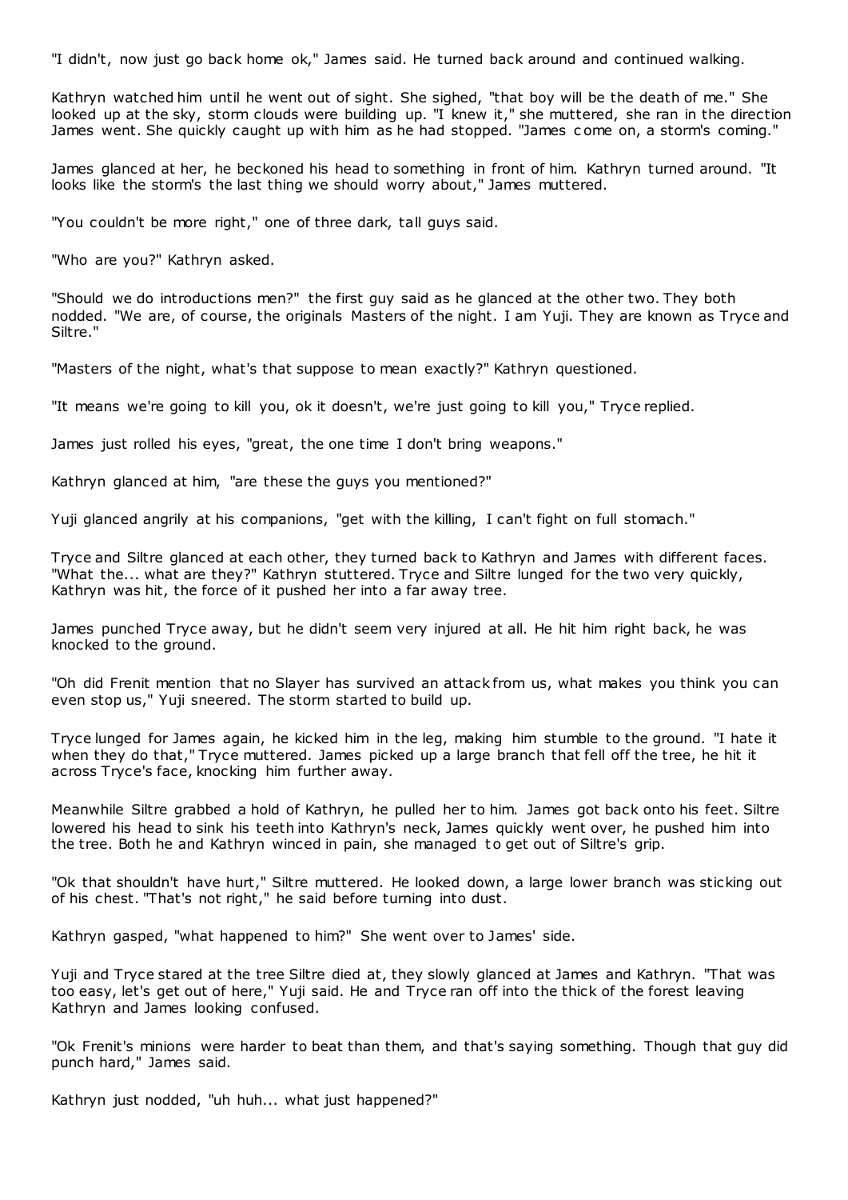"I didn't, now just go back home ok," James said. He turned back around and continued walking.

Kathryn watched him until he went out of sight. She sighed, "that boy will be the death of me." She looked up at the sky, storm clouds were building up. "I knew it," she muttered, she ran in the direction James went. She quickly caught up with him as he had stopped. "James come on, a storm's coming."

James glanced at her, he beckoned his head to something in front of him. Kathryn turned around. "It looks like the storm's the last thing we should worry about," James muttered.

"You couldn't be more right," one of three dark, tall guys said.

"Who are you?" Kathryn asked.

"Should we do introductions men?" the first guy said as he glanced at the other two. They both nodded. "We are, of course, the originals Masters of the night. I am Yuji. They are known as Tryce and Siltre."

"Masters of the night, what's that suppose to mean exactly?" Kathryn questioned.

"It means we're going to kill you, ok it doesn't, we're just going to kill you," Tryce replied.

James just rolled his eyes, "great, the one time I don't bring weapons."

Kathryn glanced at him, "are these the guys you mentioned?"

Yuji glanced angrily at his companions, "get with the killing, I can't fight on full stomach."

Tryce and Siltre glanced at each other, they turned back to Kathryn and James with different faces. "What the... what are they?" Kathryn stuttered. Tryce and Siltre lunged for the two very quickly, Kathryn was hit, the force of it pushed her into a far away tree.

James punched Tryce away, but he didn't seem very injured at all. He hit him right back, he was knocked to the ground.

"Oh did Frenit mention that no Slayer has survived an attack from us, what makes you think you can even stop us," Yuji sneered. The storm started to build up.

Tryce lunged for James again, he kicked him in the leg, making him stumble to the ground. "I hate it when they do that," Tryce muttered. James picked up a large branch that fell off the tree, he hit it across Tryce's face, knocking him further away.

Meanwhile Siltre grabbed a hold of Kathryn, he pulled her to him. James got back onto his feet. Siltre lowered his head to sink his teeth into Kathryn's neck, James quickly went over, he pushed him into the tree. Both he and Kathryn winced in pain, she managed to get out of Siltre's grip.

"Ok that shouldn't have hurt," Siltre muttered. He looked down, a large lower branch was sticking out of his chest. "That's not right," he said before turning into dust.

Kathryn gasped, "what happened to him?" She went over to James' side.

Yuji and Tryce stared at the tree Siltre died at, they slowly glanced at James and Kathryn. "That was too easy, let's get out of here," Yuji said. He and Tryce ran off into the thick of the forest leaving Kathryn and James looking confused.

"Ok Frenit's minions were harder to beat than them, and that's saying something. Though that guy did punch hard," James said.

Kathryn just nodded, "uh huh... what just happened?"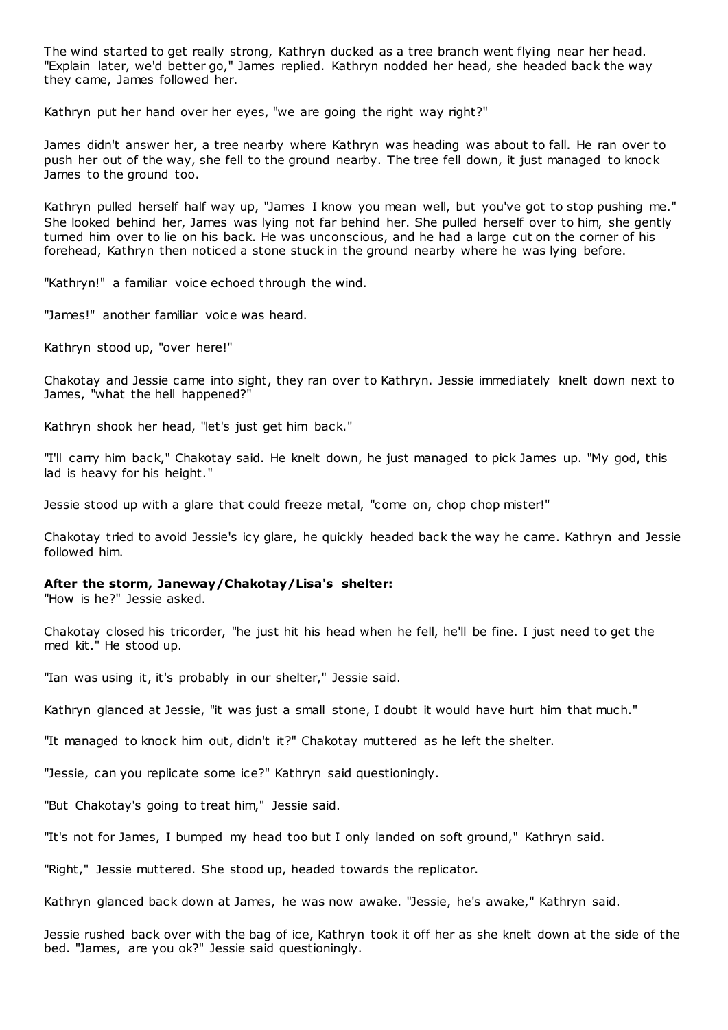The wind started to get really strong, Kathryn ducked as a tree branch went flying near her head. "Explain later, we'd better go," James replied. Kathryn nodded her head, she headed back the way they came, James followed her.

Kathryn put her hand over her eyes, "we are going the right way right?"

James didn't answer her, a tree nearby where Kathryn was heading was about to fall. He ran over to push her out of the way, she fell to the ground nearby. The tree fell down, it just managed to knock James to the ground too.

Kathryn pulled herself half way up, "James I know you mean well, but you've got to stop pushing me." She looked behind her, James was lying not far behind her. She pulled herself over to him, she gently turned him over to lie on his back. He was unconscious, and he had a large cut on the corner of his forehead, Kathryn then noticed a stone stuck in the ground nearby where he was lying before.

"Kathryn!" a familiar voice echoed through the wind.

"James!" another familiar voice was heard.

Kathryn stood up, "over here!"

Chakotay and Jessie came into sight, they ran over to Kathryn. Jessie immediately knelt down next to James, "what the hell happened?"

Kathryn shook her head, "let's just get him back."

"I'll carry him back," Chakotay said. He knelt down, he just managed to pick James up. "My god, this lad is heavy for his height."

Jessie stood up with a glare that could freeze metal, "come on, chop chop mister!"

Chakotay tried to avoid Jessie's icy glare, he quickly headed back the way he came. Kathryn and Jessie followed him.

**After the storm, Janeway/Chakotay/Lisa's shelter:**

"How is he?" Jessie asked.

Chakotay closed his tricorder, "he just hit his head when he fell, he'll be fine. I just need to get the med kit." He stood up.

"Ian was using it, it's probably in our shelter," Jessie said.

Kathryn glanced at Jessie, "it was just a small stone, I doubt it would have hurt him that much."

"It managed to knock him out, didn't it?" Chakotay muttered as he left the shelter.

"Jessie, can you replicate some ice?" Kathryn said questioningly.

"But Chakotay's going to treat him," Jessie said.

"It's not for James, I bumped my head too but I only landed on soft ground," Kathryn said.

"Right," Jessie muttered. She stood up, headed towards the replicator.

Kathryn glanced back down at James, he was now awake. "Jessie, he's awake," Kathryn said.

Jessie rushed back over with the bag of ice, Kathryn took it off her as she knelt down at the side of the bed. "James, are you ok?" Jessie said questioningly.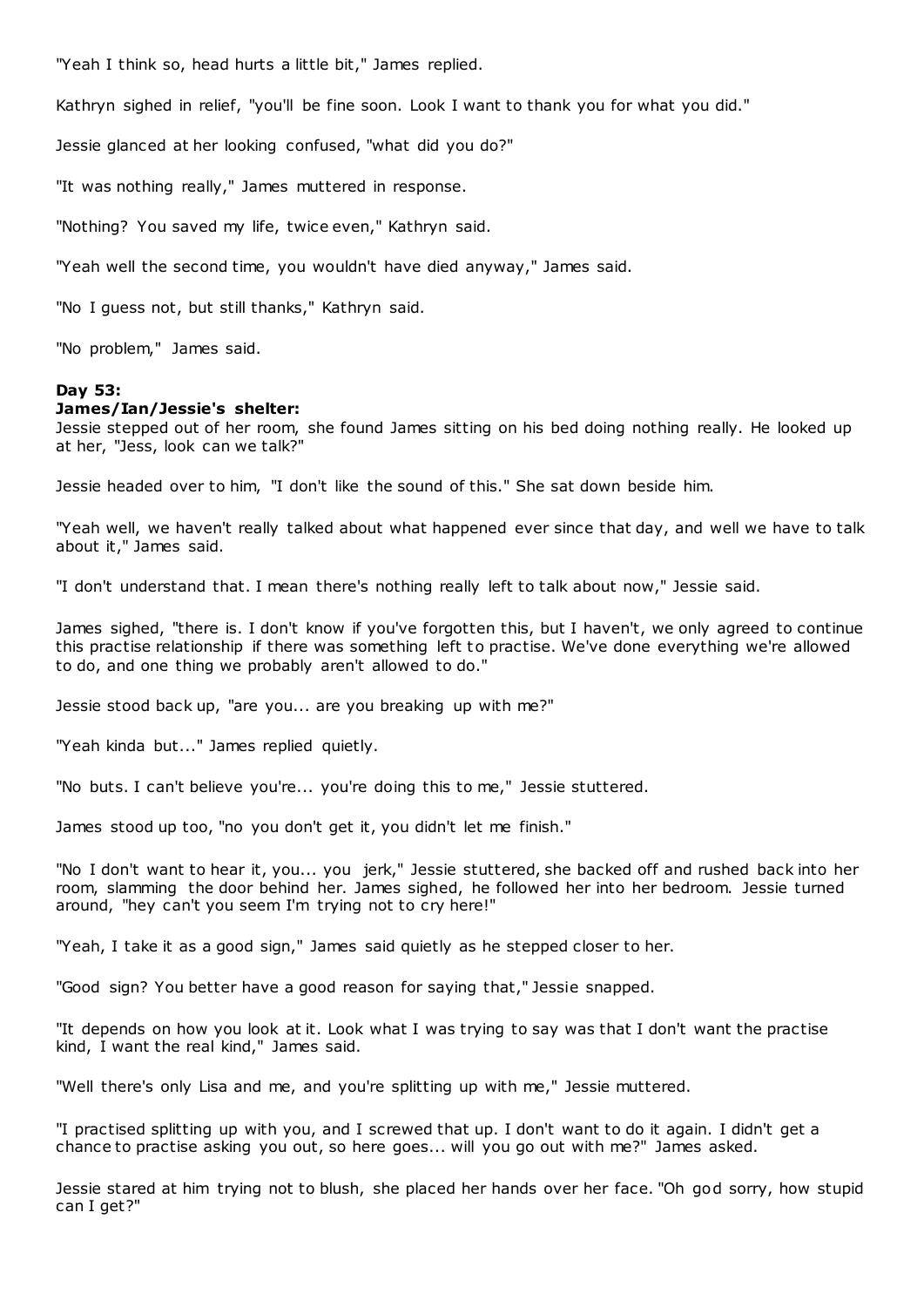"Yeah I think so, head hurts a little bit," James replied.

Kathryn sighed in relief, "you'll be fine soon. Look I want to thank you for what you did."

Jessie glanced at her looking confused, "what did you do?"

"It was nothing really," James muttered in response.

"Nothing? You saved my life, twice even," Kathryn said.

"Yeah well the second time, you wouldn't have died anyway," James said.

"No I guess not, but still thanks," Kathryn said.

"No problem," James said.

**Day 53:**
**James/Ian/Jessie's shelter:**
Jessie stepped out of her room, she found James sitting on his bed doing nothing really. He looked up at her, "Jess, look can we talk?"

Jessie headed over to him, "I don't like the sound of this." She sat down beside him.

"Yeah well, we haven't really talked about what happened ever since that day, and well we have to talk about it," James said.

"I don't understand that. I mean there's nothing really left to talk about now," Jessie said.

James sighed, "there is. I don't know if you've forgotten this, but I haven't, we only agreed to continue this practise relationship if there was something left to practise. We've done everything we're allowed to do, and one thing we probably aren't allowed to do."

Jessie stood back up, "are you... are you breaking up with me?"

"Yeah kinda but..." James replied quietly.

"No buts. I can't believe you're... you're doing this to me," Jessie stuttered.

James stood up too, "no you don't get it, you didn't let me finish."

"No I don't want to hear it, you... you jerk," Jessie stuttered, she backed off and rushed back into her room, slamming the door behind her. James sighed, he followed her into her bedroom. Jessie turned around, "hey can't you seem I'm trying not to cry here!"

"Yeah, I take it as a good sign," James said quietly as he stepped closer to her.

"Good sign? You better have a good reason for saying that," Jessie snapped.

"It depends on how you look at it. Look what I was trying to say was that I don't want the practise kind, I want the real kind," James said.

"Well there's only Lisa and me, and you're splitting up with me," Jessie muttered.

"I practised splitting up with you, and I screwed that up. I don't want to do it again. I didn't get a chance to practise asking you out, so here goes... will you go out with me?" James asked.

Jessie stared at him trying not to blush, she placed her hands over her face. "Oh god sorry, how stupid can I get?"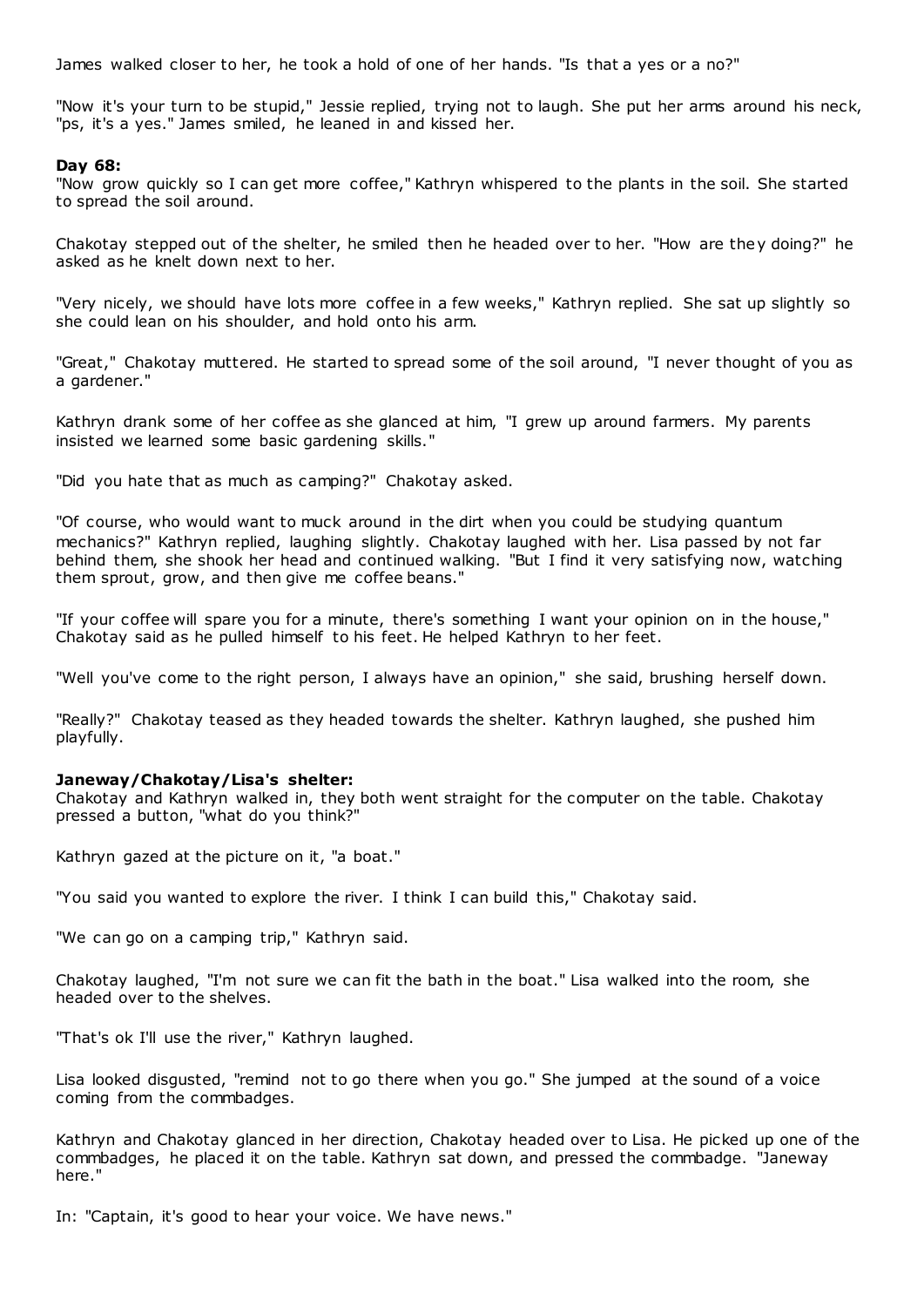James walked closer to her, he took a hold of one of her hands. "Is that a yes or a no?"

"Now it's your turn to be stupid," Jessie replied, trying not to laugh. She put her arms around his neck, "ps, it's a yes." James smiled, he leaned in and kissed her.

**Day 68:**
"Now grow quickly so I can get more coffee," Kathryn whispered to the plants in the soil. She started to spread the soil around.

Chakotay stepped out of the shelter, he smiled then he headed over to her. "How are they doing?" he asked as he knelt down next to her.

"Very nicely, we should have lots more coffee in a few weeks," Kathryn replied. She sat up slightly so she could lean on his shoulder, and hold onto his arm.

"Great," Chakotay muttered. He started to spread some of the soil around, "I never thought of you as a gardener."

Kathryn drank some of her coffee as she glanced at him, "I grew up around farmers. My parents insisted we learned some basic gardening skills."

"Did you hate that as much as camping?" Chakotay asked.

"Of course, who would want to muck around in the dirt when you could be studying quantum mechanics?" Kathryn replied, laughing slightly. Chakotay laughed with her. Lisa passed by not far behind them, she shook her head and continued walking. "But I find it very satisfying now, watching them sprout, grow, and then give me coffee beans."

"If your coffee will spare you for a minute, there's something I want your opinion on in the house," Chakotay said as he pulled himself to his feet. He helped Kathryn to her feet.

"Well you've come to the right person, I always have an opinion," she said, brushing herself down.

"Really?" Chakotay teased as they headed towards the shelter. Kathryn laughed, she pushed him playfully.

**Janeway/Chakotay/Lisa's shelter:**
Chakotay and Kathryn walked in, they both went straight for the computer on the table. Chakotay pressed a button, "what do you think?"

Kathryn gazed at the picture on it, "a boat."

"You said you wanted to explore the river. I think I can build this," Chakotay said.

"We can go on a camping trip," Kathryn said.

Chakotay laughed, "I'm not sure we can fit the bath in the boat." Lisa walked into the room, she headed over to the shelves.

"That's ok I'll use the river," Kathryn laughed.

Lisa looked disgusted, "remind not to go there when you go." She jumped at the sound of a voice coming from the commbadges.

Kathryn and Chakotay glanced in her direction, Chakotay headed over to Lisa. He picked up one of the commbadges, he placed it on the table. Kathryn sat down, and pressed the commbadge. "Janeway here."

In: "Captain, it's good to hear your voice. We have news."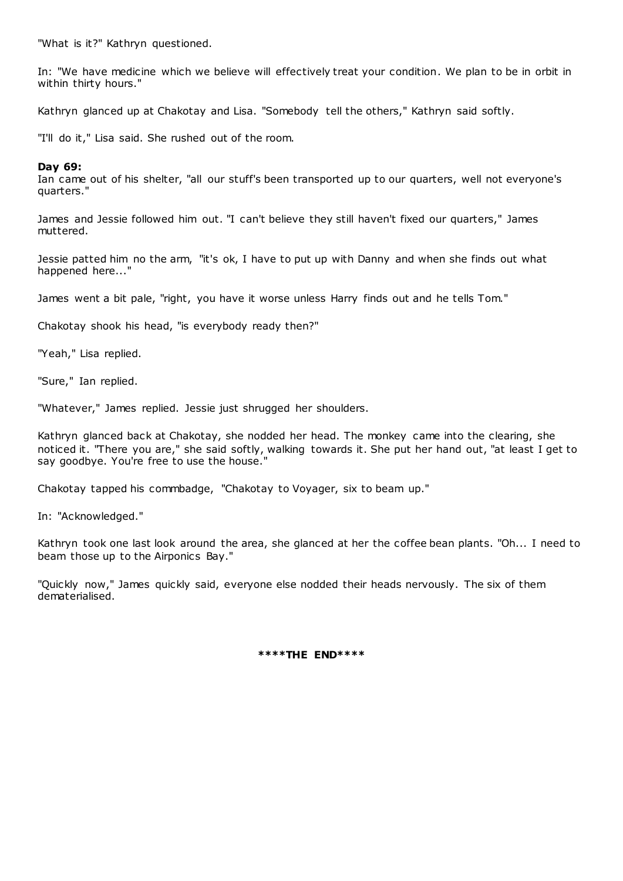"What is it?" Kathryn questioned.

In: "We have medicine which we believe will effectively treat your condition. We plan to be in orbit in within thirty hours."

Kathryn glanced up at Chakotay and Lisa. "Somebody tell the others," Kathryn said softly.

"I'll do it," Lisa said. She rushed out of the room.

**Day 69:**
Ian came out of his shelter, "all our stuff's been transported up to our quarters, well not everyone's quarters."

James and Jessie followed him out. "I can't believe they still haven't fixed our quarters," James muttered.

Jessie patted him no the arm, "it's ok, I have to put up with Danny and when she finds out what happened here..."

James went a bit pale, "right, you have it worse unless Harry finds out and he tells Tom."

Chakotay shook his head, "is everybody ready then?"

"Yeah," Lisa replied.

"Sure," Ian replied.

"Whatever," James replied. Jessie just shrugged her shoulders.

Kathryn glanced back at Chakotay, she nodded her head. The monkey came into the clearing, she noticed it. "There you are," she said softly, walking towards it. She put her hand out, "at least I get to say goodbye. You're free to use the house."

Chakotay tapped his commbadge, "Chakotay to Voyager, six to beam up."

In: "Acknowledged."

Kathryn took one last look around the area, she glanced at her the coffee bean plants. "Oh... I need to beam those up to the Airponics Bay."

"Quickly now," James quickly said, everyone else nodded their heads nervously. The six of them dematerialised.

**\*\*\*\*THE END\*\*\*\***